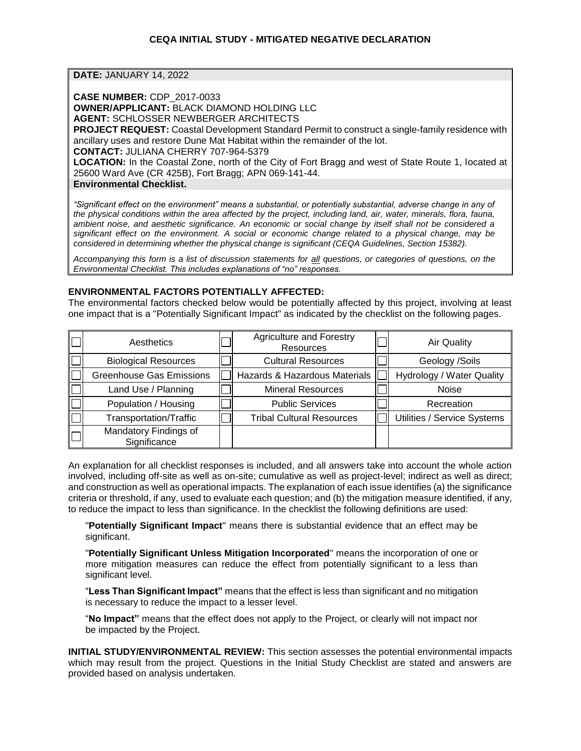# CEQA INITIAL STUDY - MITIGATED NEGATIVE DECLARATION

**DATE:** JANUARY 14, 2022

**CASE NUMBER:** CDP_2017-0033
**OWNER/APPLICANT:** BLACK DIAMOND HOLDING LLC
**AGENT:** SCHLOSSER NEWBERGER ARCHITECTS
**PROJECT REQUEST:** Coastal Development Standard Permit to construct a single-family residence with ancillary uses and restore Dune Mat Habitat within the remainder of the lot.
**CONTACT:** JULIANA CHERRY 707-964-5379
**LOCATION:** In the Coastal Zone, north of the City of Fort Bragg and west of State Route 1, located at 25600 Ward Ave (CR 425B), Fort Bragg; APN 069-141-44.

**Environmental Checklist.**

*"Significant effect on the environment" means a substantial, or potentially substantial, adverse change in any of the physical conditions within the area affected by the project, including land, air, water, minerals, flora, fauna, ambient noise, and aesthetic significance. An economic or social change by itself shall not be considered a significant effect on the environment. A social or economic change related to a physical change, may be considered in determining whether the physical change is significant (CEQA Guidelines, Section 15382).*

*Accompanying this form is a list of discussion statements for all questions, or categories of questions, on the Environmental Checklist. This includes explanations of "no" responses.*

## ENVIRONMENTAL FACTORS POTENTIALLY AFFECTED:

The environmental factors checked below would be potentially affected by this project, involving at least one impact that is a "Potentially Significant Impact" as indicated by the checklist on the following pages.

| | | | | | |
|---|---|---|---|---|---|
| ☐ | Aesthetics | ☐ | Agriculture and Forestry Resources | ☐ | Air Quality |
| ☐ | Biological Resources | ☐ | Cultural Resources | ☐ | Geology /Soils |
| ☐ | Greenhouse Gas Emissions | ☐ | Hazards & Hazardous Materials | ☐ | Hydrology / Water Quality |
| ☐ | Land Use / Planning | ☐ | Mineral Resources | ☐ | Noise |
| ☐ | Population / Housing | ☐ | Public Services | ☐ | Recreation |
| ☐ | Transportation/Traffic | ☐ | Tribal Cultural Resources | ☐ | Utilities / Service Systems |
| ☐ | Mandatory Findings of Significance | | | | |

An explanation for all checklist responses is included, and all answers take into account the whole action involved, including off-site as well as on-site; cumulative as well as project-level; indirect as well as direct; and construction as well as operational impacts. The explanation of each issue identifies (a) the significance criteria or threshold, if any, used to evaluate each question; and (b) the mitigation measure identified, if any, to reduce the impact to less than significance. In the checklist the following definitions are used:

"**Potentially Significant Impact**" means there is substantial evidence that an effect may be significant.

"**Potentially Significant Unless Mitigation Incorporated**" means the incorporation of one or more mitigation measures can reduce the effect from potentially significant to a less than significant level.

"**Less Than Significant Impact"** means that the effect is less than significant and no mitigation is necessary to reduce the impact to a lesser level.

"**No Impact"** means that the effect does not apply to the Project, or clearly will not impact nor be impacted by the Project.

**INITIAL STUDY/ENVIRONMENTAL REVIEW:** This section assesses the potential environmental impacts which may result from the project. Questions in the Initial Study Checklist are stated and answers are provided based on analysis undertaken.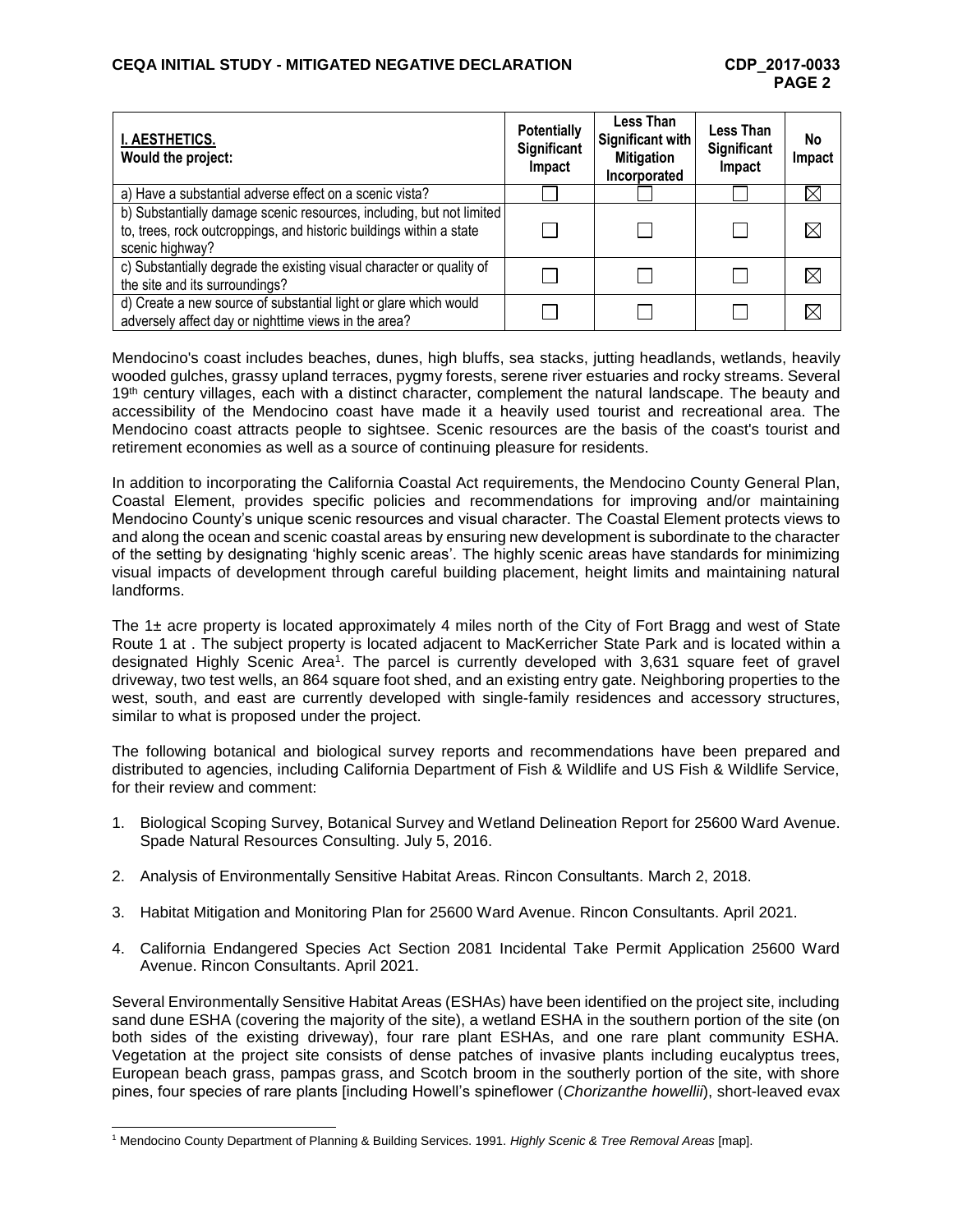| **I. AESTHETICS.** Would the project: | Potentially Significant Impact | Less Than Significant with Mitigation Incorporated | Less Than Significant Impact | No Impact |
|---|---|---|---|---|
| a) Have a substantial adverse effect on a scenic vista? | ☐ | ☐ | ☐ | ☒ |
| b) Substantially damage scenic resources, including, but not limited to, trees, rock outcroppings, and historic buildings within a state scenic highway? | ☐ | ☐ | ☐ | ☒ |
| c) Substantially degrade the existing visual character or quality of the site and its surroundings? | ☐ | ☐ | ☐ | ☒ |
| d) Create a new source of substantial light or glare which would adversely affect day or nighttime views in the area? | ☐ | ☐ | ☐ | ☒ |

Mendocino's coast includes beaches, dunes, high bluffs, sea stacks, jutting headlands, wetlands, heavily wooded gulches, grassy upland terraces, pygmy forests, serene river estuaries and rocky streams. Several 19th century villages, each with a distinct character, complement the natural landscape. The beauty and accessibility of the Mendocino coast have made it a heavily used tourist and recreational area. The Mendocino coast attracts people to sightsee. Scenic resources are the basis of the coast's tourist and retirement economies as well as a source of continuing pleasure for residents.

In addition to incorporating the California Coastal Act requirements, the Mendocino County General Plan, Coastal Element, provides specific policies and recommendations for improving and/or maintaining Mendocino County's unique scenic resources and visual character. The Coastal Element protects views to and along the ocean and scenic coastal areas by ensuring new development is subordinate to the character of the setting by designating 'highly scenic areas'. The highly scenic areas have standards for minimizing visual impacts of development through careful building placement, height limits and maintaining natural landforms.

The 1± acre property is located approximately 4 miles north of the City of Fort Bragg and west of State Route 1 at . The subject property is located adjacent to MacKerricher State Park and is located within a designated Highly Scenic Area[1]. The parcel is currently developed with 3,631 square feet of gravel driveway, two test wells, an 864 square foot shed, and an existing entry gate. Neighboring properties to the west, south, and east are currently developed with single-family residences and accessory structures, similar to what is proposed under the project.

The following botanical and biological survey reports and recommendations have been prepared and distributed to agencies, including California Department of Fish & Wildlife and US Fish & Wildlife Service, for their review and comment:

1. Biological Scoping Survey, Botanical Survey and Wetland Delineation Report for 25600 Ward Avenue. Spade Natural Resources Consulting. July 5, 2016.
2. Analysis of Environmentally Sensitive Habitat Areas. Rincon Consultants. March 2, 2018.
3. Habitat Mitigation and Monitoring Plan for 25600 Ward Avenue. Rincon Consultants. April 2021.
4. California Endangered Species Act Section 2081 Incidental Take Permit Application 25600 Ward Avenue. Rincon Consultants. April 2021.

Several Environmentally Sensitive Habitat Areas (ESHAs) have been identified on the project site, including sand dune ESHA (covering the majority of the site), a wetland ESHA in the southern portion of the site (on both sides of the existing driveway), four rare plant ESHAs, and one rare plant community ESHA. Vegetation at the project site consists of dense patches of invasive plants including eucalyptus trees, European beach grass, pampas grass, and Scotch broom in the southerly portion of the site, with shore pines, four species of rare plants [including Howell's spineflower (*Chorizanthe howellii*), short-leaved evax

---

[1] Mendocino County Department of Planning & Building Services. 1991. *Highly Scenic & Tree Removal Areas* [map].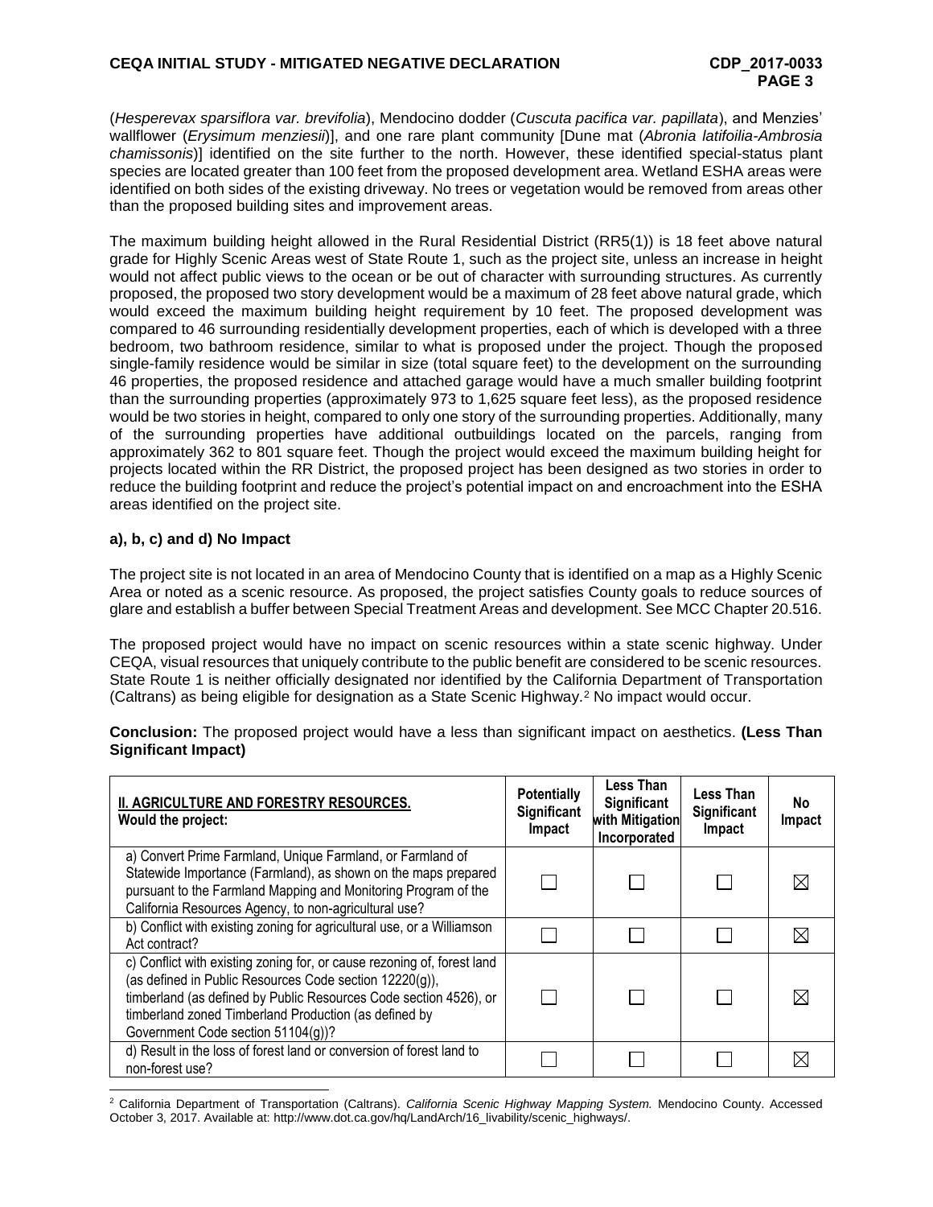(*Hesperevax sparsiflora var. brevifolia*), Mendocino dodder (*Cuscuta pacifica var. papillata*), and Menzies' wallflower (*Erysimum menziesii*)], and one rare plant community [Dune mat (*Abronia latifoilia-Ambrosia chamissonis*)] identified on the site further to the north. However, these identified special-status plant species are located greater than 100 feet from the proposed development area. Wetland ESHA areas were identified on both sides of the existing driveway. No trees or vegetation would be removed from areas other than the proposed building sites and improvement areas.

The maximum building height allowed in the Rural Residential District (RR5(1)) is 18 feet above natural grade for Highly Scenic Areas west of State Route 1, such as the project site, unless an increase in height would not affect public views to the ocean or be out of character with surrounding structures. As currently proposed, the proposed two story development would be a maximum of 28 feet above natural grade, which would exceed the maximum building height requirement by 10 feet. The proposed development was compared to 46 surrounding residentially development properties, each of which is developed with a three bedroom, two bathroom residence, similar to what is proposed under the project. Though the proposed single-family residence would be similar in size (total square feet) to the development on the surrounding 46 properties, the proposed residence and attached garage would have a much smaller building footprint than the surrounding properties (approximately 973 to 1,625 square feet less), as the proposed residence would be two stories in height, compared to only one story of the surrounding properties. Additionally, many of the surrounding properties have additional outbuildings located on the parcels, ranging from approximately 362 to 801 square feet. Though the project would exceed the maximum building height for projects located within the RR District, the proposed project has been designed as two stories in order to reduce the building footprint and reduce the project's potential impact on and encroachment into the ESHA areas identified on the project site.

**a), b, c) and d) No Impact**

The project site is not located in an area of Mendocino County that is identified on a map as a Highly Scenic Area or noted as a scenic resource. As proposed, the project satisfies County goals to reduce sources of glare and establish a buffer between Special Treatment Areas and development. See MCC Chapter 20.516.

The proposed project would have no impact on scenic resources within a state scenic highway. Under CEQA, visual resources that uniquely contribute to the public benefit are considered to be scenic resources. State Route 1 is neither officially designated nor identified by the California Department of Transportation (Caltrans) as being eligible for designation as a State Scenic Highway.[2] No impact would occur.

**Conclusion:** The proposed project would have a less than significant impact on aesthetics. **(Less Than Significant Impact)**

| **II. AGRICULTURE AND FORESTRY RESOURCES.** **Would the project:** | **Potentially Significant Impact** | **Less Than Significant with Mitigation Incorporated** | **Less Than Significant Impact** | **No Impact** |
|---|---|---|---|---|
| a) Convert Prime Farmland, Unique Farmland, or Farmland of Statewide Importance (Farmland), as shown on the maps prepared pursuant to the Farmland Mapping and Monitoring Program of the California Resources Agency, to non-agricultural use? | ☐ | ☐ | ☐ | ☒ |
| b) Conflict with existing zoning for agricultural use, or a Williamson Act contract? | ☐ | ☐ | ☐ | ☒ |
| c) Conflict with existing zoning for, or cause rezoning of, forest land (as defined in Public Resources Code section 12220(g)), timberland (as defined by Public Resources Code section 4526), or timberland zoned Timberland Production (as defined by Government Code section 51104(g))? | ☐ | ☐ | ☐ | ☒ |
| d) Result in the loss of forest land or conversion of forest land to non-forest use? | ☐ | ☐ | ☐ | ☒ |

[2] California Department of Transportation (Caltrans). *California Scenic Highway Mapping System.* Mendocino County. Accessed October 3, 2017. Available at: http://www.dot.ca.gov/hq/LandArch/16_livability/scenic_highways/.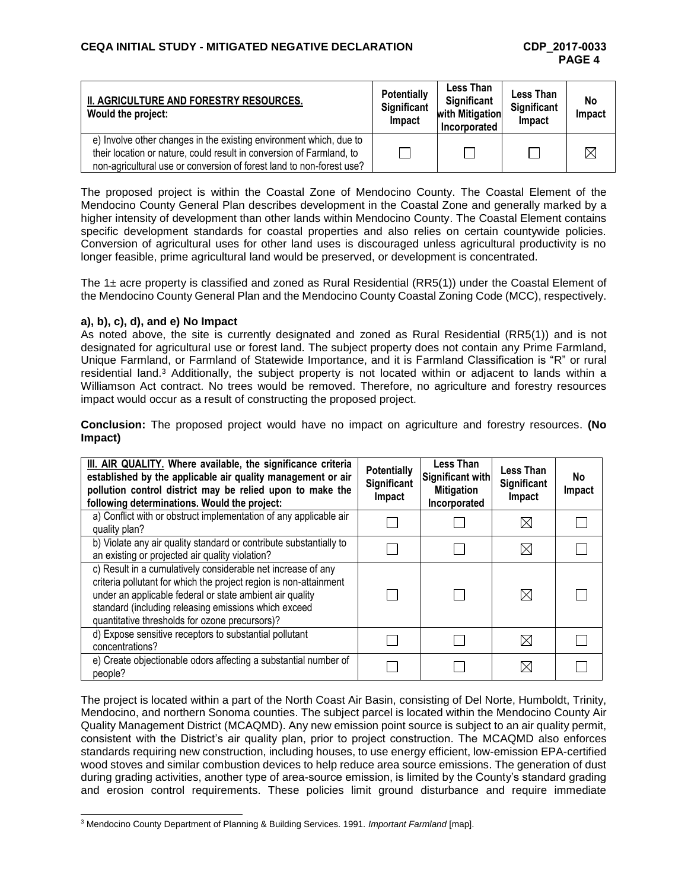| **II. AGRICULTURE AND FORESTRY RESOURCES.** Would the project: | Potentially Significant Impact | Less Than Significant with Mitigation Incorporated | Less Than Significant Impact | No Impact |
|---|---|---|---|---|
| e) Involve other changes in the existing environment which, due to their location or nature, could result in conversion of Farmland, to non-agricultural use or conversion of forest land to non-forest use? | ☐ | ☐ | ☐ | ☒ |

The proposed project is within the Coastal Zone of Mendocino County. The Coastal Element of the Mendocino County General Plan describes development in the Coastal Zone and generally marked by a higher intensity of development than other lands within Mendocino County. The Coastal Element contains specific development standards for coastal properties and also relies on certain countywide policies. Conversion of agricultural uses for other land uses is discouraged unless agricultural productivity is no longer feasible, prime agricultural land would be preserved, or development is concentrated.

The 1± acre property is classified and zoned as Rural Residential (RR5(1)) under the Coastal Element of the Mendocino County General Plan and the Mendocino County Coastal Zoning Code (MCC), respectively.

**a), b), c), d), and e) No Impact**

As noted above, the site is currently designated and zoned as Rural Residential (RR5(1)) and is not designated for agricultural use or forest land. The subject property does not contain any Prime Farmland, Unique Farmland, or Farmland of Statewide Importance, and it is Farmland Classification is "R" or rural residential land.[3] Additionally, the subject property is not located within or adjacent to lands within a Williamson Act contract. No trees would be removed. Therefore, no agriculture and forestry resources impact would occur as a result of constructing the proposed project.

**Conclusion:** The proposed project would have no impact on agriculture and forestry resources. **(No Impact)**

| **III. AIR QUALITY. Where available, the significance criteria established by the applicable air quality management or air pollution control district may be relied upon to make the following determinations. Would the project:** | Potentially Significant Impact | Less Than Significant with Mitigation Incorporated | Less Than Significant Impact | No Impact |
|---|---|---|---|---|
| a) Conflict with or obstruct implementation of any applicable air quality plan? | ☐ | ☐ | ☒ | ☐ |
| b) Violate any air quality standard or contribute substantially to an existing or projected air quality violation? | ☐ | ☐ | ☒ | ☐ |
| c) Result in a cumulatively considerable net increase of any criteria pollutant for which the project region is non-attainment under an applicable federal or state ambient air quality standard (including releasing emissions which exceed quantitative thresholds for ozone precursors)? | ☐ | ☐ | ☒ | ☐ |
| d) Expose sensitive receptors to substantial pollutant concentrations? | ☐ | ☐ | ☒ | ☐ |
| e) Create objectionable odors affecting a substantial number of people? | ☐ | ☐ | ☒ | ☐ |

The project is located within a part of the North Coast Air Basin, consisting of Del Norte, Humboldt, Trinity, Mendocino, and northern Sonoma counties. The subject parcel is located within the Mendocino County Air Quality Management District (MCAQMD). Any new emission point source is subject to an air quality permit, consistent with the District's air quality plan, prior to project construction. The MCAQMD also enforces standards requiring new construction, including houses, to use energy efficient, low-emission EPA-certified wood stoves and similar combustion devices to help reduce area source emissions. The generation of dust during grading activities, another type of area-source emission, is limited by the County's standard grading and erosion control requirements. These policies limit ground disturbance and require immediate

[3] Mendocino County Department of Planning & Building Services. 1991. *Important Farmland* [map].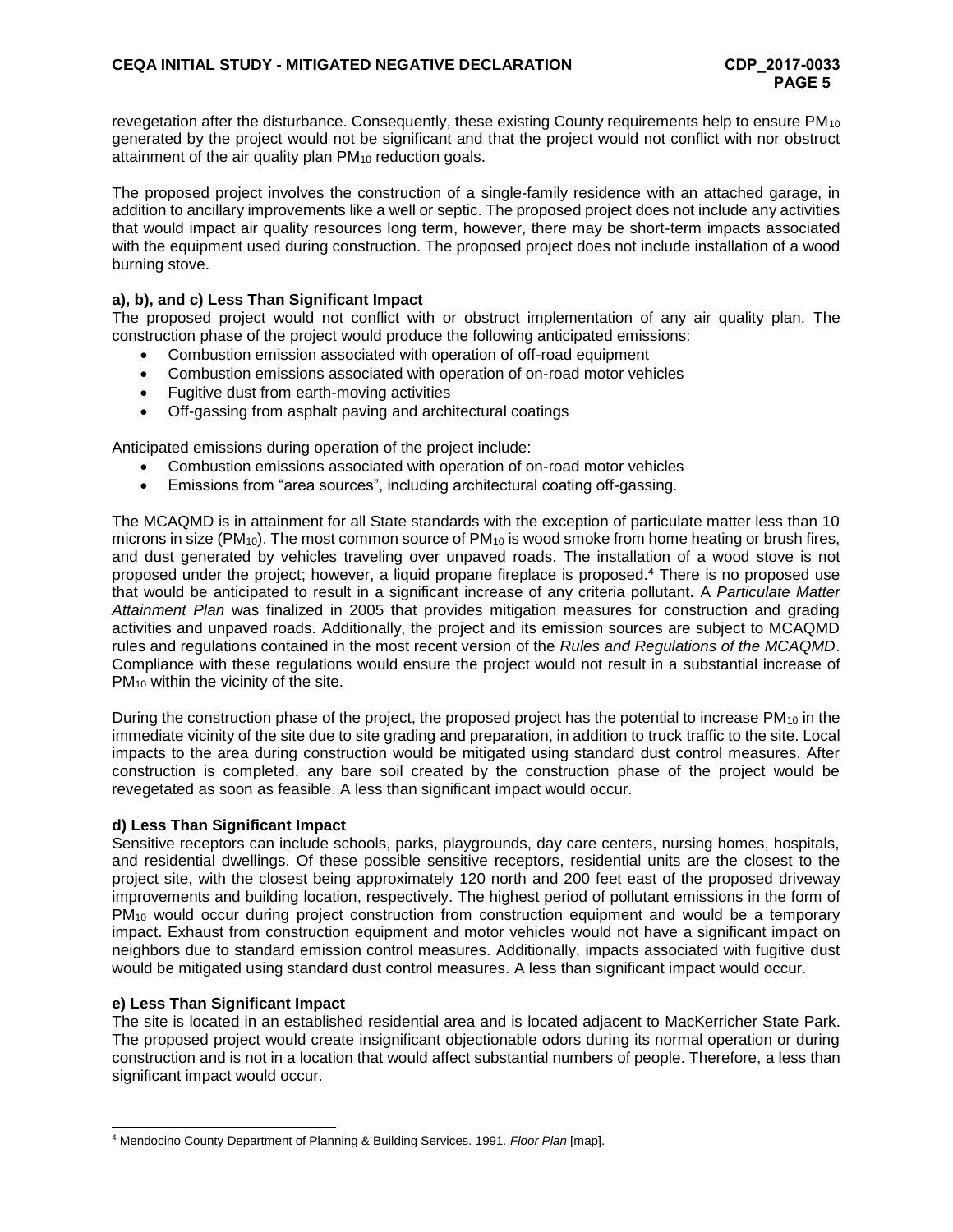revegetation after the disturbance. Consequently, these existing County requirements help to ensure $PM_{10}$ generated by the project would not be significant and that the project would not conflict with nor obstruct attainment of the air quality plan $PM_{10}$ reduction goals.

The proposed project involves the construction of a single-family residence with an attached garage, in addition to ancillary improvements like a well or septic. The proposed project does not include any activities that would impact air quality resources long term, however, there may be short-term impacts associated with the equipment used during construction. The proposed project does not include installation of a wood burning stove.

**a), b), and c) Less Than Significant Impact**

The proposed project would not conflict with or obstruct implementation of any air quality plan. The construction phase of the project would produce the following anticipated emissions:

- Combustion emission associated with operation of off-road equipment
- Combustion emissions associated with operation of on-road motor vehicles
- Fugitive dust from earth-moving activities
- Off-gassing from asphalt paving and architectural coatings

Anticipated emissions during operation of the project include:

- Combustion emissions associated with operation of on-road motor vehicles
- Emissions from "area sources", including architectural coating off-gassing.

The MCAQMD is in attainment for all State standards with the exception of particulate matter less than 10 microns in size ($PM_{10}$). The most common source of $PM_{10}$ is wood smoke from home heating or brush fires, and dust generated by vehicles traveling over unpaved roads. The installation of a wood stove is not proposed under the project; however, a liquid propane fireplace is proposed.[4] There is no proposed use that would be anticipated to result in a significant increase of any criteria pollutant. A *Particulate Matter Attainment Plan* was finalized in 2005 that provides mitigation measures for construction and grading activities and unpaved roads. Additionally, the project and its emission sources are subject to MCAQMD rules and regulations contained in the most recent version of the *Rules and Regulations of the MCAQMD*. Compliance with these regulations would ensure the project would not result in a substantial increase of $PM_{10}$ within the vicinity of the site.

During the construction phase of the project, the proposed project has the potential to increase $PM_{10}$ in the immediate vicinity of the site due to site grading and preparation, in addition to truck traffic to the site. Local impacts to the area during construction would be mitigated using standard dust control measures. After construction is completed, any bare soil created by the construction phase of the project would be revegetated as soon as feasible. A less than significant impact would occur.

**d) Less Than Significant Impact**

Sensitive receptors can include schools, parks, playgrounds, day care centers, nursing homes, hospitals, and residential dwellings. Of these possible sensitive receptors, residential units are the closest to the project site, with the closest being approximately 120 north and 200 feet east of the proposed driveway improvements and building location, respectively. The highest period of pollutant emissions in the form of $PM_{10}$ would occur during project construction from construction equipment and would be a temporary impact. Exhaust from construction equipment and motor vehicles would not have a significant impact on neighbors due to standard emission control measures. Additionally, impacts associated with fugitive dust would be mitigated using standard dust control measures. A less than significant impact would occur.

**e) Less Than Significant Impact**

The site is located in an established residential area and is located adjacent to MacKerricher State Park. The proposed project would create insignificant objectionable odors during its normal operation or during construction and is not in a location that would affect substantial numbers of people. Therefore, a less than significant impact would occur.

---

[4] Mendocino County Department of Planning & Building Services. 1991. *Floor Plan* [map].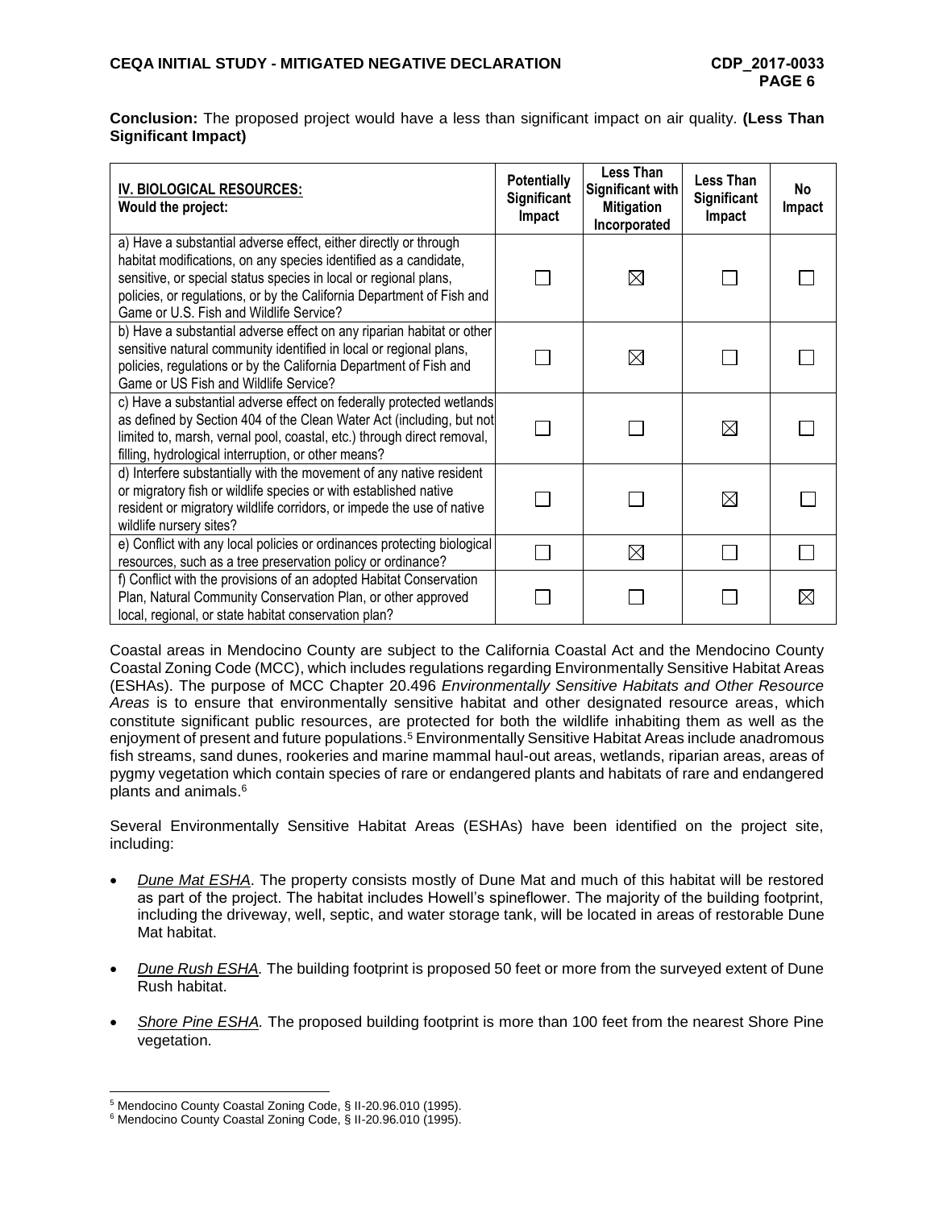**Conclusion:** The proposed project would have a less than significant impact on air quality. **(Less Than Significant Impact)**

| IV. BIOLOGICAL RESOURCES: Would the project: | Potentially Significant Impact | Less Than Significant with Mitigation Incorporated | Less Than Significant Impact | No Impact |
|---|---|---|---|---|
| a) Have a substantial adverse effect, either directly or through habitat modifications, on any species identified as a candidate, sensitive, or special status species in local or regional plans, policies, or regulations, or by the California Department of Fish and Game or U.S. Fish and Wildlife Service? | ☐ | ☒ | ☐ | ☐ |
| b) Have a substantial adverse effect on any riparian habitat or other sensitive natural community identified in local or regional plans, policies, regulations or by the California Department of Fish and Game or US Fish and Wildlife Service? | ☐ | ☒ | ☐ | ☐ |
| c) Have a substantial adverse effect on federally protected wetlands as defined by Section 404 of the Clean Water Act (including, but not limited to, marsh, vernal pool, coastal, etc.) through direct removal, filling, hydrological interruption, or other means? | ☐ | ☐ | ☒ | ☐ |
| d) Interfere substantially with the movement of any native resident or migratory fish or wildlife species or with established native resident or migratory wildlife corridors, or impede the use of native wildlife nursery sites? | ☐ | ☐ | ☒ | ☐ |
| e) Conflict with any local policies or ordinances protecting biological resources, such as a tree preservation policy or ordinance? | ☐ | ☒ | ☐ | ☐ |
| f) Conflict with the provisions of an adopted Habitat Conservation Plan, Natural Community Conservation Plan, or other approved local, regional, or state habitat conservation plan? | ☐ | ☐ | ☐ | ☒ |

Coastal areas in Mendocino County are subject to the California Coastal Act and the Mendocino County Coastal Zoning Code (MCC), which includes regulations regarding Environmentally Sensitive Habitat Areas (ESHAs). The purpose of MCC Chapter 20.496 *Environmentally Sensitive Habitats and Other Resource Areas* is to ensure that environmentally sensitive habitat and other designated resource areas, which constitute significant public resources, are protected for both the wildlife inhabiting them as well as the enjoyment of present and future populations.[5] Environmentally Sensitive Habitat Areas include anadromous fish streams, sand dunes, rookeries and marine mammal haul-out areas, wetlands, riparian areas, areas of pygmy vegetation which contain species of rare or endangered plants and habitats of rare and endangered plants and animals.[6]

Several Environmentally Sensitive Habitat Areas (ESHAs) have been identified on the project site, including:

- *Dune Mat ESHA*. The property consists mostly of Dune Mat and much of this habitat will be restored as part of the project. The habitat includes Howell's spineflower. The majority of the building footprint, including the driveway, well, septic, and water storage tank, will be located in areas of restorable Dune Mat habitat.
- *Dune Rush ESHA.* The building footprint is proposed 50 feet or more from the surveyed extent of Dune Rush habitat.
- *Shore Pine ESHA.* The proposed building footprint is more than 100 feet from the nearest Shore Pine vegetation.

[5] Mendocino County Coastal Zoning Code, § II-20.96.010 (1995).

[6] Mendocino County Coastal Zoning Code, § II-20.96.010 (1995).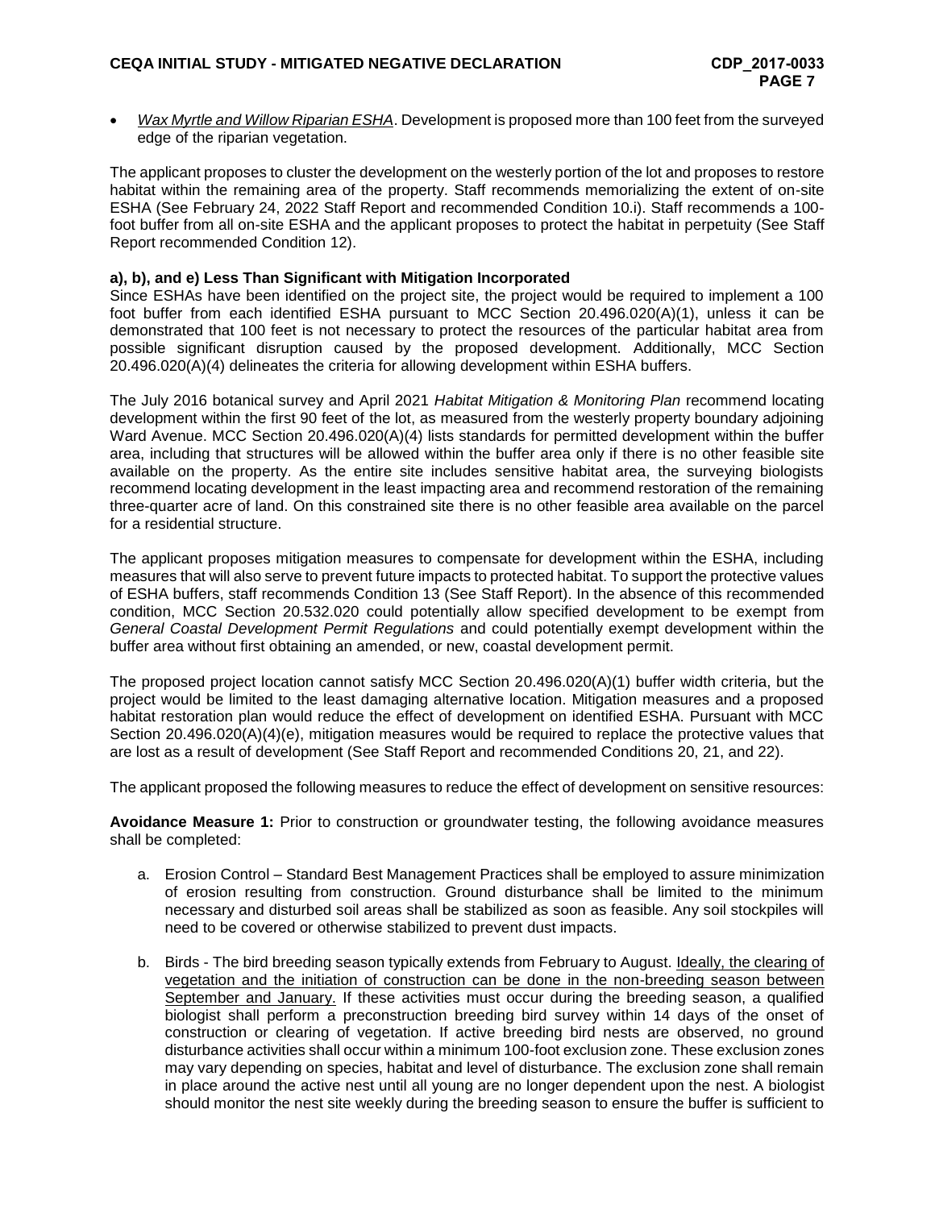- *Wax Myrtle and Willow Riparian ESHA*. Development is proposed more than 100 feet from the surveyed edge of the riparian vegetation.

The applicant proposes to cluster the development on the westerly portion of the lot and proposes to restore habitat within the remaining area of the property. Staff recommends memorializing the extent of on-site ESHA (See February 24, 2022 Staff Report and recommended Condition 10.i). Staff recommends a 100-foot buffer from all on-site ESHA and the applicant proposes to protect the habitat in perpetuity (See Staff Report recommended Condition 12).

**a), b), and e) Less Than Significant with Mitigation Incorporated**

Since ESHAs have been identified on the project site, the project would be required to implement a 100 foot buffer from each identified ESHA pursuant to MCC Section 20.496.020(A)(1), unless it can be demonstrated that 100 feet is not necessary to protect the resources of the particular habitat area from possible significant disruption caused by the proposed development. Additionally, MCC Section 20.496.020(A)(4) delineates the criteria for allowing development within ESHA buffers.

The July 2016 botanical survey and April 2021 *Habitat Mitigation & Monitoring Plan* recommend locating development within the first 90 feet of the lot, as measured from the westerly property boundary adjoining Ward Avenue. MCC Section 20.496.020(A)(4) lists standards for permitted development within the buffer area, including that structures will be allowed within the buffer area only if there is no other feasible site available on the property. As the entire site includes sensitive habitat area, the surveying biologists recommend locating development in the least impacting area and recommend restoration of the remaining three-quarter acre of land. On this constrained site there is no other feasible area available on the parcel for a residential structure.

The applicant proposes mitigation measures to compensate for development within the ESHA, including measures that will also serve to prevent future impacts to protected habitat. To support the protective values of ESHA buffers, staff recommends Condition 13 (See Staff Report). In the absence of this recommended condition, MCC Section 20.532.020 could potentially allow specified development to be exempt from *General Coastal Development Permit Regulations* and could potentially exempt development within the buffer area without first obtaining an amended, or new, coastal development permit.

The proposed project location cannot satisfy MCC Section 20.496.020(A)(1) buffer width criteria, but the project would be limited to the least damaging alternative location. Mitigation measures and a proposed habitat restoration plan would reduce the effect of development on identified ESHA. Pursuant with MCC Section 20.496.020(A)(4)(e), mitigation measures would be required to replace the protective values that are lost as a result of development (See Staff Report and recommended Conditions 20, 21, and 22).

The applicant proposed the following measures to reduce the effect of development on sensitive resources:

**Avoidance Measure 1:** Prior to construction or groundwater testing, the following avoidance measures shall be completed:

a. Erosion Control – Standard Best Management Practices shall be employed to assure minimization of erosion resulting from construction. Ground disturbance shall be limited to the minimum necessary and disturbed soil areas shall be stabilized as soon as feasible. Any soil stockpiles will need to be covered or otherwise stabilized to prevent dust impacts.

b. Birds - The bird breeding season typically extends from February to August. <u>Ideally, the clearing of vegetation and the initiation of construction can be done in the non-breeding season between September and January.</u> If these activities must occur during the breeding season, a qualified biologist shall perform a preconstruction breeding bird survey within 14 days of the onset of construction or clearing of vegetation. If active breeding bird nests are observed, no ground disturbance activities shall occur within a minimum 100-foot exclusion zone. These exclusion zones may vary depending on species, habitat and level of disturbance. The exclusion zone shall remain in place around the active nest until all young are no longer dependent upon the nest. A biologist should monitor the nest site weekly during the breeding season to ensure the buffer is sufficient to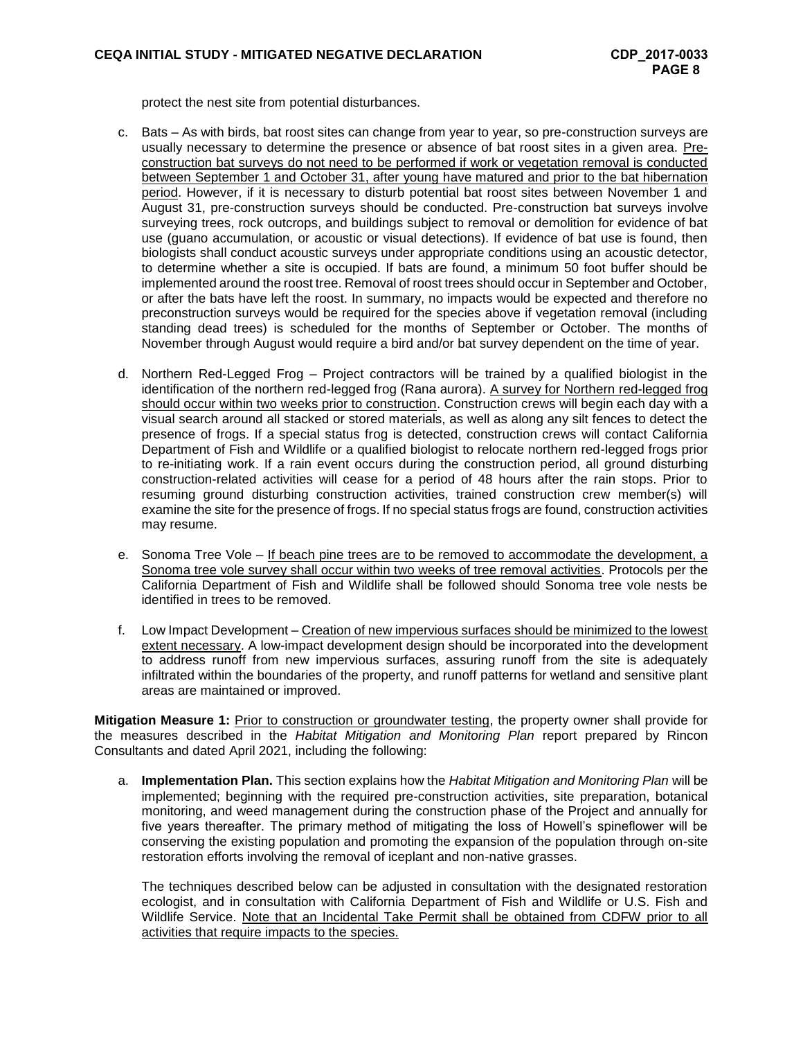protect the nest site from potential disturbances.

c. Bats – As with birds, bat roost sites can change from year to year, so pre-construction surveys are usually necessary to determine the presence or absence of bat roost sites in a given area. <u>Pre-construction bat surveys do not need to be performed if work or vegetation removal is conducted between September 1 and October 31, after young have matured and prior to the bat hibernation period</u>. However, if it is necessary to disturb potential bat roost sites between November 1 and August 31, pre-construction surveys should be conducted. Pre-construction bat surveys involve surveying trees, rock outcrops, and buildings subject to removal or demolition for evidence of bat use (guano accumulation, or acoustic or visual detections). If evidence of bat use is found, then biologists shall conduct acoustic surveys under appropriate conditions using an acoustic detector, to determine whether a site is occupied. If bats are found, a minimum 50 foot buffer should be implemented around the roost tree. Removal of roost trees should occur in September and October, or after the bats have left the roost. In summary, no impacts would be expected and therefore no preconstruction surveys would be required for the species above if vegetation removal (including standing dead trees) is scheduled for the months of September or October. The months of November through August would require a bird and/or bat survey dependent on the time of year.

d. Northern Red-Legged Frog – Project contractors will be trained by a qualified biologist in the identification of the northern red-legged frog (Rana aurora). <u>A survey for Northern red-legged frog should occur within two weeks prior to construction</u>. Construction crews will begin each day with a visual search around all stacked or stored materials, as well as along any silt fences to detect the presence of frogs. If a special status frog is detected, construction crews will contact California Department of Fish and Wildlife or a qualified biologist to relocate northern red-legged frogs prior to re-initiating work. If a rain event occurs during the construction period, all ground disturbing construction-related activities will cease for a period of 48 hours after the rain stops. Prior to resuming ground disturbing construction activities, trained construction crew member(s) will examine the site for the presence of frogs. If no special status frogs are found, construction activities may resume.

e. Sonoma Tree Vole – <u>If beach pine trees are to be removed to accommodate the development, a Sonoma tree vole survey shall occur within two weeks of tree removal activities</u>. Protocols per the California Department of Fish and Wildlife shall be followed should Sonoma tree vole nests be identified in trees to be removed.

f. Low Impact Development – <u>Creation of new impervious surfaces should be minimized to the lowest extent necessary</u>. A low-impact development design should be incorporated into the development to address runoff from new impervious surfaces, assuring runoff from the site is adequately infiltrated within the boundaries of the property, and runoff patterns for wetland and sensitive plant areas are maintained or improved.

**Mitigation Measure 1:** <u>Prior to construction or groundwater testing</u>, the property owner shall provide for the measures described in the *Habitat Mitigation and Monitoring Plan* report prepared by Rincon Consultants and dated April 2021, including the following:

a. **Implementation Plan.** This section explains how the *Habitat Mitigation and Monitoring Plan* will be implemented; beginning with the required pre-construction activities, site preparation, botanical monitoring, and weed management during the construction phase of the Project and annually for five years thereafter. The primary method of mitigating the loss of Howell's spineflower will be conserving the existing population and promoting the expansion of the population through on-site restoration efforts involving the removal of iceplant and non-native grasses.

   The techniques described below can be adjusted in consultation with the designated restoration ecologist, and in consultation with California Department of Fish and Wildlife or U.S. Fish and Wildlife Service. <u>Note that an Incidental Take Permit shall be obtained from CDFW prior to all activities that require impacts to the species.</u>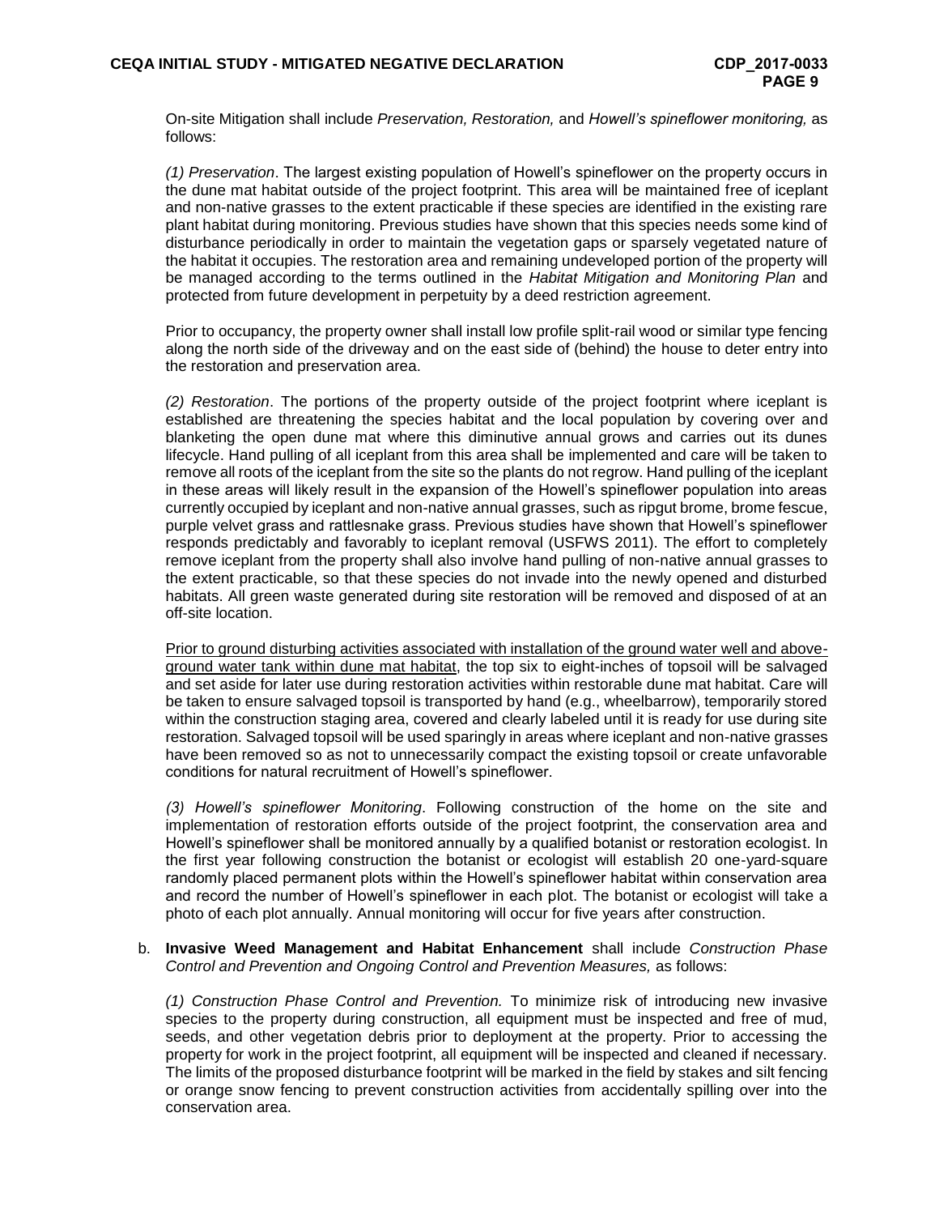On-site Mitigation shall include *Preservation, Restoration,* and *Howell's spineflower monitoring,* as follows:

*(1) Preservation*. The largest existing population of Howell's spineflower on the property occurs in the dune mat habitat outside of the project footprint. This area will be maintained free of iceplant and non-native grasses to the extent practicable if these species are identified in the existing rare plant habitat during monitoring. Previous studies have shown that this species needs some kind of disturbance periodically in order to maintain the vegetation gaps or sparsely vegetated nature of the habitat it occupies. The restoration area and remaining undeveloped portion of the property will be managed according to the terms outlined in the *Habitat Mitigation and Monitoring Plan* and protected from future development in perpetuity by a deed restriction agreement.

Prior to occupancy, the property owner shall install low profile split-rail wood or similar type fencing along the north side of the driveway and on the east side of (behind) the house to deter entry into the restoration and preservation area.

*(2) Restoration*. The portions of the property outside of the project footprint where iceplant is established are threatening the species habitat and the local population by covering over and blanketing the open dune mat where this diminutive annual grows and carries out its dunes lifecycle. Hand pulling of all iceplant from this area shall be implemented and care will be taken to remove all roots of the iceplant from the site so the plants do not regrow. Hand pulling of the iceplant in these areas will likely result in the expansion of the Howell's spineflower population into areas currently occupied by iceplant and non-native annual grasses, such as ripgut brome, brome fescue, purple velvet grass and rattlesnake grass. Previous studies have shown that Howell's spineflower responds predictably and favorably to iceplant removal (USFWS 2011). The effort to completely remove iceplant from the property shall also involve hand pulling of non-native annual grasses to the extent practicable, so that these species do not invade into the newly opened and disturbed habitats. All green waste generated during site restoration will be removed and disposed of at an off-site location.

<u>Prior to ground disturbing activities associated with installation of the ground water well and above-ground water tank within dune mat habitat</u>, the top six to eight-inches of topsoil will be salvaged and set aside for later use during restoration activities within restorable dune mat habitat. Care will be taken to ensure salvaged topsoil is transported by hand (e.g., wheelbarrow), temporarily stored within the construction staging area, covered and clearly labeled until it is ready for use during site restoration. Salvaged topsoil will be used sparingly in areas where iceplant and non-native grasses have been removed so as not to unnecessarily compact the existing topsoil or create unfavorable conditions for natural recruitment of Howell's spineflower.

*(3) Howell's spineflower Monitoring*. Following construction of the home on the site and implementation of restoration efforts outside of the project footprint, the conservation area and Howell's spineflower shall be monitored annually by a qualified botanist or restoration ecologist. In the first year following construction the botanist or ecologist will establish 20 one-yard-square randomly placed permanent plots within the Howell's spineflower habitat within conservation area and record the number of Howell's spineflower in each plot. The botanist or ecologist will take a photo of each plot annually. Annual monitoring will occur for five years after construction.

b. **Invasive Weed Management and Habitat Enhancement** shall include *Construction Phase Control and Prevention and Ongoing Control and Prevention Measures,* as follows:

*(1) Construction Phase Control and Prevention.* To minimize risk of introducing new invasive species to the property during construction, all equipment must be inspected and free of mud, seeds, and other vegetation debris prior to deployment at the property. Prior to accessing the property for work in the project footprint, all equipment will be inspected and cleaned if necessary. The limits of the proposed disturbance footprint will be marked in the field by stakes and silt fencing or orange snow fencing to prevent construction activities from accidentally spilling over into the conservation area.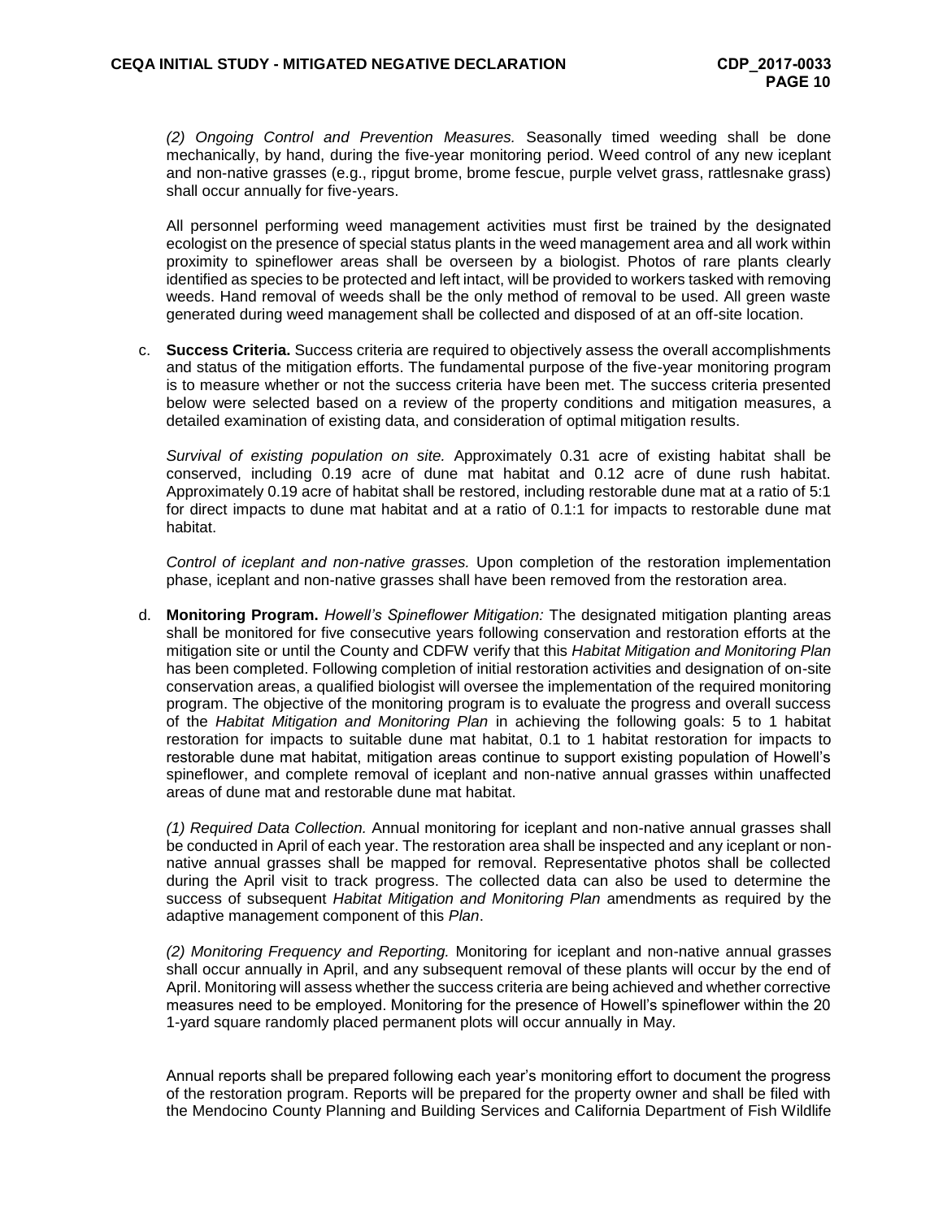*(2) Ongoing Control and Prevention Measures.* Seasonally timed weeding shall be done mechanically, by hand, during the five-year monitoring period. Weed control of any new iceplant and non-native grasses (e.g., ripgut brome, brome fescue, purple velvet grass, rattlesnake grass) shall occur annually for five-years.

All personnel performing weed management activities must first be trained by the designated ecologist on the presence of special status plants in the weed management area and all work within proximity to spineflower areas shall be overseen by a biologist. Photos of rare plants clearly identified as species to be protected and left intact, will be provided to workers tasked with removing weeds. Hand removal of weeds shall be the only method of removal to be used. All green waste generated during weed management shall be collected and disposed of at an off-site location.

c. **Success Criteria.** Success criteria are required to objectively assess the overall accomplishments and status of the mitigation efforts. The fundamental purpose of the five-year monitoring program is to measure whether or not the success criteria have been met. The success criteria presented below were selected based on a review of the property conditions and mitigation measures, a detailed examination of existing data, and consideration of optimal mitigation results.

*Survival of existing population on site.* Approximately 0.31 acre of existing habitat shall be conserved, including 0.19 acre of dune mat habitat and 0.12 acre of dune rush habitat. Approximately 0.19 acre of habitat shall be restored, including restorable dune mat at a ratio of 5:1 for direct impacts to dune mat habitat and at a ratio of 0.1:1 for impacts to restorable dune mat habitat.

*Control of iceplant and non-native grasses.* Upon completion of the restoration implementation phase, iceplant and non-native grasses shall have been removed from the restoration area.

d. **Monitoring Program.** *Howell's Spineflower Mitigation:* The designated mitigation planting areas shall be monitored for five consecutive years following conservation and restoration efforts at the mitigation site or until the County and CDFW verify that this *Habitat Mitigation and Monitoring Plan* has been completed. Following completion of initial restoration activities and designation of on-site conservation areas, a qualified biologist will oversee the implementation of the required monitoring program. The objective of the monitoring program is to evaluate the progress and overall success of the *Habitat Mitigation and Monitoring Plan* in achieving the following goals: 5 to 1 habitat restoration for impacts to suitable dune mat habitat, 0.1 to 1 habitat restoration for impacts to restorable dune mat habitat, mitigation areas continue to support existing population of Howell's spineflower, and complete removal of iceplant and non-native annual grasses within unaffected areas of dune mat and restorable dune mat habitat.

*(1) Required Data Collection.* Annual monitoring for iceplant and non-native annual grasses shall be conducted in April of each year. The restoration area shall be inspected and any iceplant or non-native annual grasses shall be mapped for removal. Representative photos shall be collected during the April visit to track progress. The collected data can also be used to determine the success of subsequent *Habitat Mitigation and Monitoring Plan* amendments as required by the adaptive management component of this *Plan*.

*(2) Monitoring Frequency and Reporting.* Monitoring for iceplant and non-native annual grasses shall occur annually in April, and any subsequent removal of these plants will occur by the end of April. Monitoring will assess whether the success criteria are being achieved and whether corrective measures need to be employed. Monitoring for the presence of Howell's spineflower within the 20 1-yard square randomly placed permanent plots will occur annually in May.

Annual reports shall be prepared following each year's monitoring effort to document the progress of the restoration program. Reports will be prepared for the property owner and shall be filed with the Mendocino County Planning and Building Services and California Department of Fish Wildlife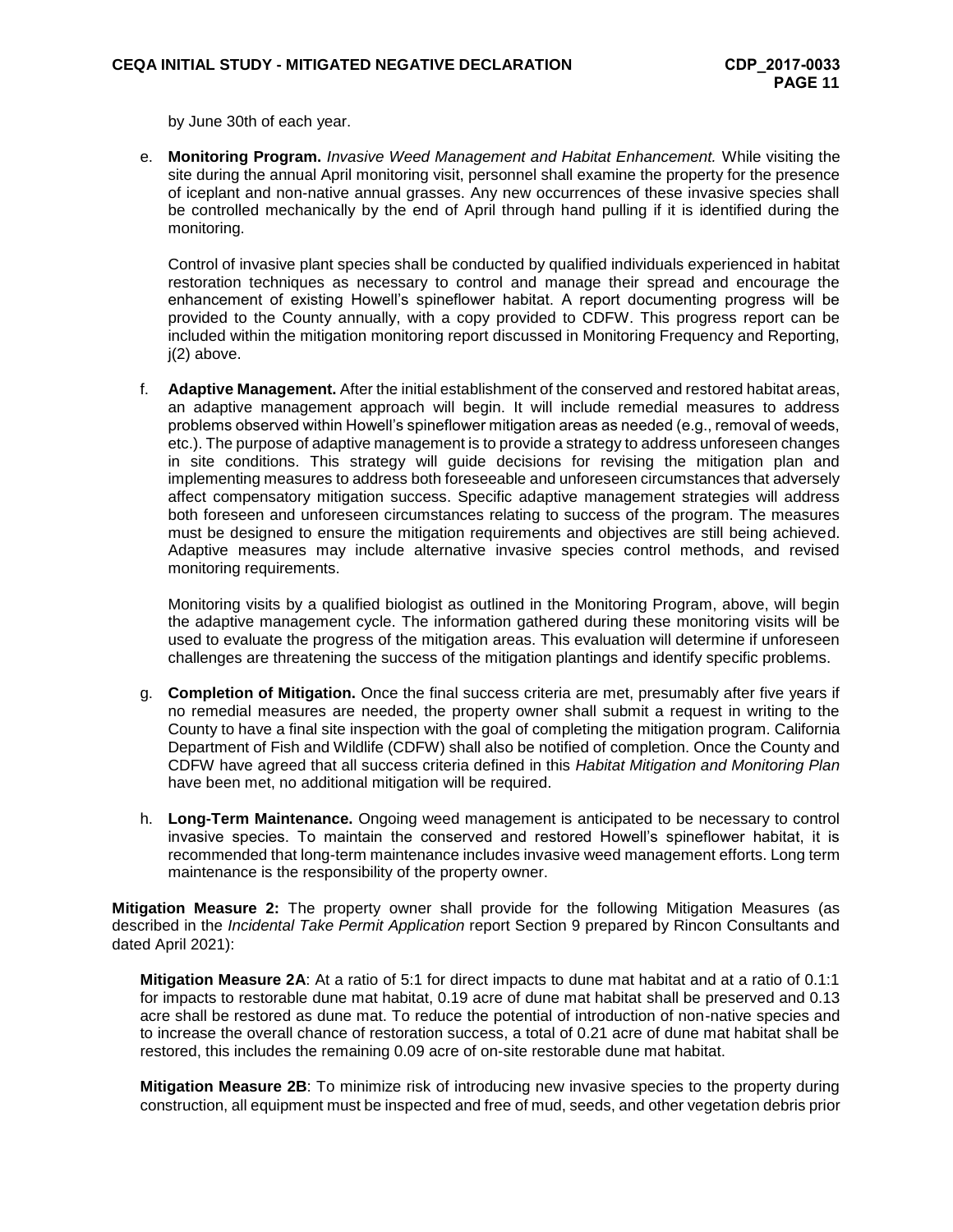by June 30th of each year.

e. **Monitoring Program.** *Invasive Weed Management and Habitat Enhancement.* While visiting the site during the annual April monitoring visit, personnel shall examine the property for the presence of iceplant and non-native annual grasses. Any new occurrences of these invasive species shall be controlled mechanically by the end of April through hand pulling if it is identified during the monitoring.

   Control of invasive plant species shall be conducted by qualified individuals experienced in habitat restoration techniques as necessary to control and manage their spread and encourage the enhancement of existing Howell's spineflower habitat. A report documenting progress will be provided to the County annually, with a copy provided to CDFW. This progress report can be included within the mitigation monitoring report discussed in Monitoring Frequency and Reporting, j(2) above.

f. **Adaptive Management.** After the initial establishment of the conserved and restored habitat areas, an adaptive management approach will begin. It will include remedial measures to address problems observed within Howell's spineflower mitigation areas as needed (e.g., removal of weeds, etc.). The purpose of adaptive management is to provide a strategy to address unforeseen changes in site conditions. This strategy will guide decisions for revising the mitigation plan and implementing measures to address both foreseeable and unforeseen circumstances that adversely affect compensatory mitigation success. Specific adaptive management strategies will address both foreseen and unforeseen circumstances relating to success of the program. The measures must be designed to ensure the mitigation requirements and objectives are still being achieved. Adaptive measures may include alternative invasive species control methods, and revised monitoring requirements.

   Monitoring visits by a qualified biologist as outlined in the Monitoring Program, above, will begin the adaptive management cycle. The information gathered during these monitoring visits will be used to evaluate the progress of the mitigation areas. This evaluation will determine if unforeseen challenges are threatening the success of the mitigation plantings and identify specific problems.

g. **Completion of Mitigation.** Once the final success criteria are met, presumably after five years if no remedial measures are needed, the property owner shall submit a request in writing to the County to have a final site inspection with the goal of completing the mitigation program. California Department of Fish and Wildlife (CDFW) shall also be notified of completion. Once the County and CDFW have agreed that all success criteria defined in this *Habitat Mitigation and Monitoring Plan* have been met, no additional mitigation will be required.

h. **Long-Term Maintenance.** Ongoing weed management is anticipated to be necessary to control invasive species. To maintain the conserved and restored Howell's spineflower habitat, it is recommended that long-term maintenance includes invasive weed management efforts. Long term maintenance is the responsibility of the property owner.

**Mitigation Measure 2:** The property owner shall provide for the following Mitigation Measures (as described in the *Incidental Take Permit Application* report Section 9 prepared by Rincon Consultants and dated April 2021):

**Mitigation Measure 2A**: At a ratio of 5:1 for direct impacts to dune mat habitat and at a ratio of 0.1:1 for impacts to restorable dune mat habitat, 0.19 acre of dune mat habitat shall be preserved and 0.13 acre shall be restored as dune mat. To reduce the potential of introduction of non-native species and to increase the overall chance of restoration success, a total of 0.21 acre of dune mat habitat shall be restored, this includes the remaining 0.09 acre of on-site restorable dune mat habitat.

**Mitigation Measure 2B**: To minimize risk of introducing new invasive species to the property during construction, all equipment must be inspected and free of mud, seeds, and other vegetation debris prior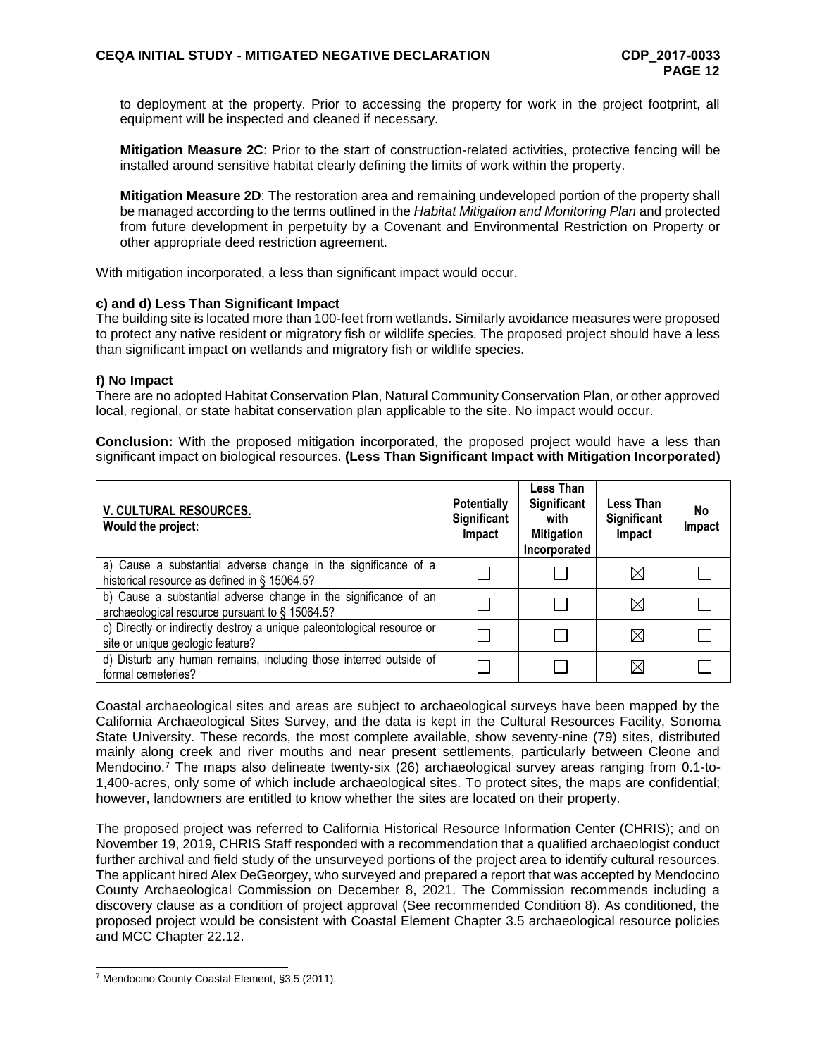to deployment at the property. Prior to accessing the property for work in the project footprint, all equipment will be inspected and cleaned if necessary.

**Mitigation Measure 2C**: Prior to the start of construction-related activities, protective fencing will be installed around sensitive habitat clearly defining the limits of work within the property.

**Mitigation Measure 2D**: The restoration area and remaining undeveloped portion of the property shall be managed according to the terms outlined in the *Habitat Mitigation and Monitoring Plan* and protected from future development in perpetuity by a Covenant and Environmental Restriction on Property or other appropriate deed restriction agreement.

With mitigation incorporated, a less than significant impact would occur.

**c) and d) Less Than Significant Impact**

The building site is located more than 100-feet from wetlands. Similarly avoidance measures were proposed to protect any native resident or migratory fish or wildlife species. The proposed project should have a less than significant impact on wetlands and migratory fish or wildlife species.

**f) No Impact**

There are no adopted Habitat Conservation Plan, Natural Community Conservation Plan, or other approved local, regional, or state habitat conservation plan applicable to the site. No impact would occur.

**Conclusion:** With the proposed mitigation incorporated, the proposed project would have a less than significant impact on biological resources. **(Less Than Significant Impact with Mitigation Incorporated)**

| **V. CULTURAL RESOURCES.** **Would the project:** | **Potentially Significant Impact** | **Less Than Significant with Mitigation Incorporated** | **Less Than Significant Impact** | **No Impact** |
|---|---|---|---|---|
| a) Cause a substantial adverse change in the significance of a historical resource as defined in § 15064.5? | ☐ | ☐ | ☒ | ☐ |
| b) Cause a substantial adverse change in the significance of an archaeological resource pursuant to § 15064.5? | ☐ | ☐ | ☒ | ☐ |
| c) Directly or indirectly destroy a unique paleontological resource or site or unique geologic feature? | ☐ | ☐ | ☒ | ☐ |
| d) Disturb any human remains, including those interred outside of formal cemeteries? | ☐ | ☐ | ☒ | ☐ |

Coastal archaeological sites and areas are subject to archaeological surveys have been mapped by the California Archaeological Sites Survey, and the data is kept in the Cultural Resources Facility, Sonoma State University. These records, the most complete available, show seventy-nine (79) sites, distributed mainly along creek and river mouths and near present settlements, particularly between Cleone and Mendocino.[7] The maps also delineate twenty-six (26) archaeological survey areas ranging from 0.1-to-1,400-acres, only some of which include archaeological sites. To protect sites, the maps are confidential; however, landowners are entitled to know whether the sites are located on their property.

The proposed project was referred to California Historical Resource Information Center (CHRIS); and on November 19, 2019, CHRIS Staff responded with a recommendation that a qualified archaeologist conduct further archival and field study of the unsurveyed portions of the project area to identify cultural resources. The applicant hired Alex DeGeorgey, who surveyed and prepared a report that was accepted by Mendocino County Archaeological Commission on December 8, 2021. The Commission recommends including a discovery clause as a condition of project approval (See recommended Condition 8). As conditioned, the proposed project would be consistent with Coastal Element Chapter 3.5 archaeological resource policies and MCC Chapter 22.12.

[7] Mendocino County Coastal Element, §3.5 (2011).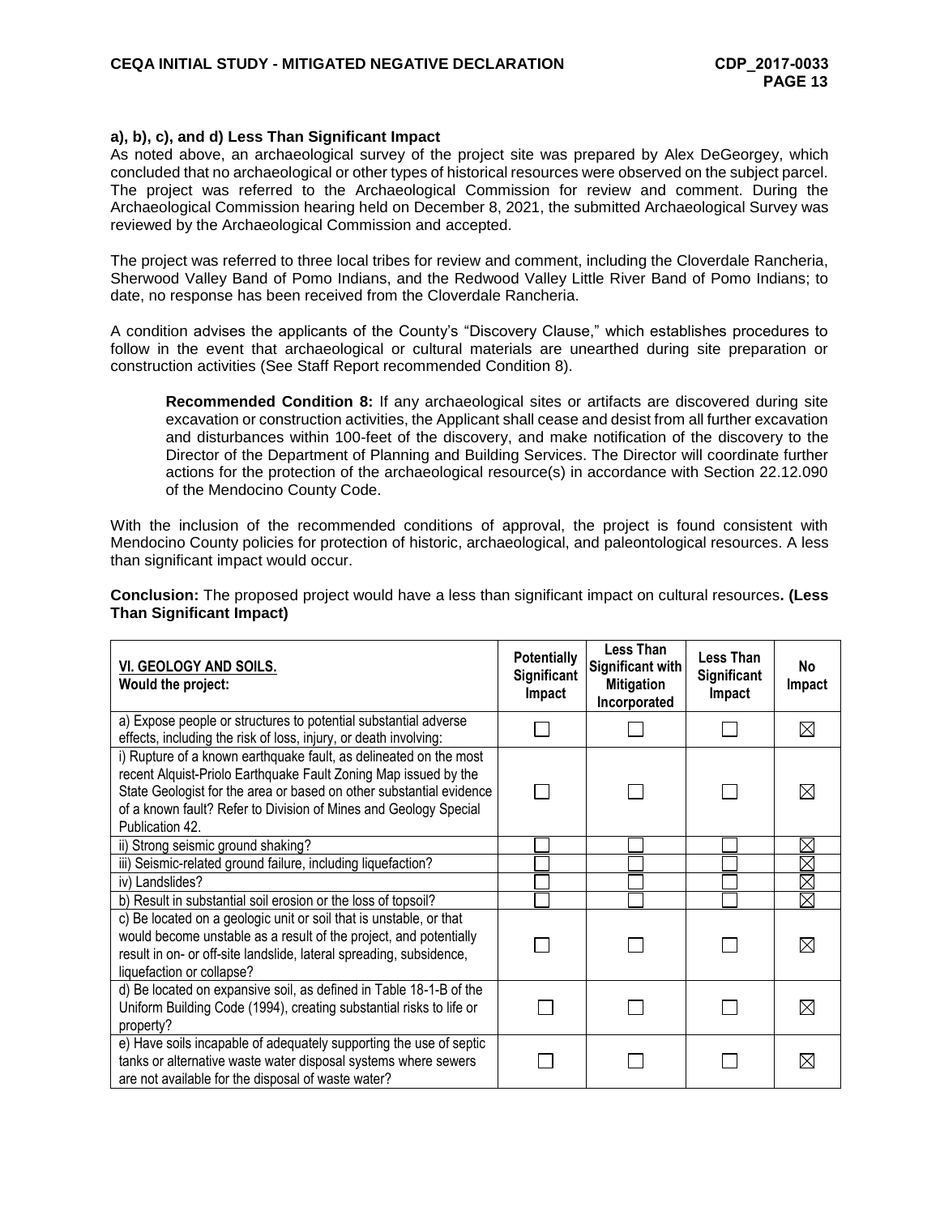**a), b), c), and d) Less Than Significant Impact**

As noted above, an archaeological survey of the project site was prepared by Alex DeGeorgey, which concluded that no archaeological or other types of historical resources were observed on the subject parcel. The project was referred to the Archaeological Commission for review and comment. During the Archaeological Commission hearing held on December 8, 2021, the submitted Archaeological Survey was reviewed by the Archaeological Commission and accepted.

The project was referred to three local tribes for review and comment, including the Cloverdale Rancheria, Sherwood Valley Band of Pomo Indians, and the Redwood Valley Little River Band of Pomo Indians; to date, no response has been received from the Cloverdale Rancheria.

A condition advises the applicants of the County's "Discovery Clause," which establishes procedures to follow in the event that archaeological or cultural materials are unearthed during site preparation or construction activities (See Staff Report recommended Condition 8).

> **Recommended Condition 8:** If any archaeological sites or artifacts are discovered during site excavation or construction activities, the Applicant shall cease and desist from all further excavation and disturbances within 100-feet of the discovery, and make notification of the discovery to the Director of the Department of Planning and Building Services. The Director will coordinate further actions for the protection of the archaeological resource(s) in accordance with Section 22.12.090 of the Mendocino County Code.

With the inclusion of the recommended conditions of approval, the project is found consistent with Mendocino County policies for protection of historic, archaeological, and paleontological resources. A less than significant impact would occur.

**Conclusion:** The proposed project would have a less than significant impact on cultural resources**. (Less Than Significant Impact)**

| **VI. GEOLOGY AND SOILS.** **Would the project:** | **Potentially Significant Impact** | **Less Than Significant with Mitigation Incorporated** | **Less Than Significant Impact** | **No Impact** |
|---|---|---|---|---|
| a) Expose people or structures to potential substantial adverse effects, including the risk of loss, injury, or death involving: | ☐ | ☐ | ☐ | ☒ |
| i) Rupture of a known earthquake fault, as delineated on the most recent Alquist-Priolo Earthquake Fault Zoning Map issued by the State Geologist for the area or based on other substantial evidence of a known fault? Refer to Division of Mines and Geology Special Publication 42. | ☐ | ☐ | ☐ | ☒ |
| ii) Strong seismic ground shaking? | ☐ | ☐ | ☐ | ☒ |
| iii) Seismic-related ground failure, including liquefaction? | ☐ | ☐ | ☐ | ☒ |
| iv) Landslides? | ☐ | ☐ | ☐ | ☒ |
| b) Result in substantial soil erosion or the loss of topsoil? | ☐ | ☐ | ☐ | ☒ |
| c) Be located on a geologic unit or soil that is unstable, or that would become unstable as a result of the project, and potentially result in on- or off-site landslide, lateral spreading, subsidence, liquefaction or collapse? | ☐ | ☐ | ☐ | ☒ |
| d) Be located on expansive soil, as defined in Table 18-1-B of the Uniform Building Code (1994), creating substantial risks to life or property? | ☐ | ☐ | ☐ | ☒ |
| e) Have soils incapable of adequately supporting the use of septic tanks or alternative waste water disposal systems where sewers are not available for the disposal of waste water? | ☐ | ☐ | ☐ | ☒ |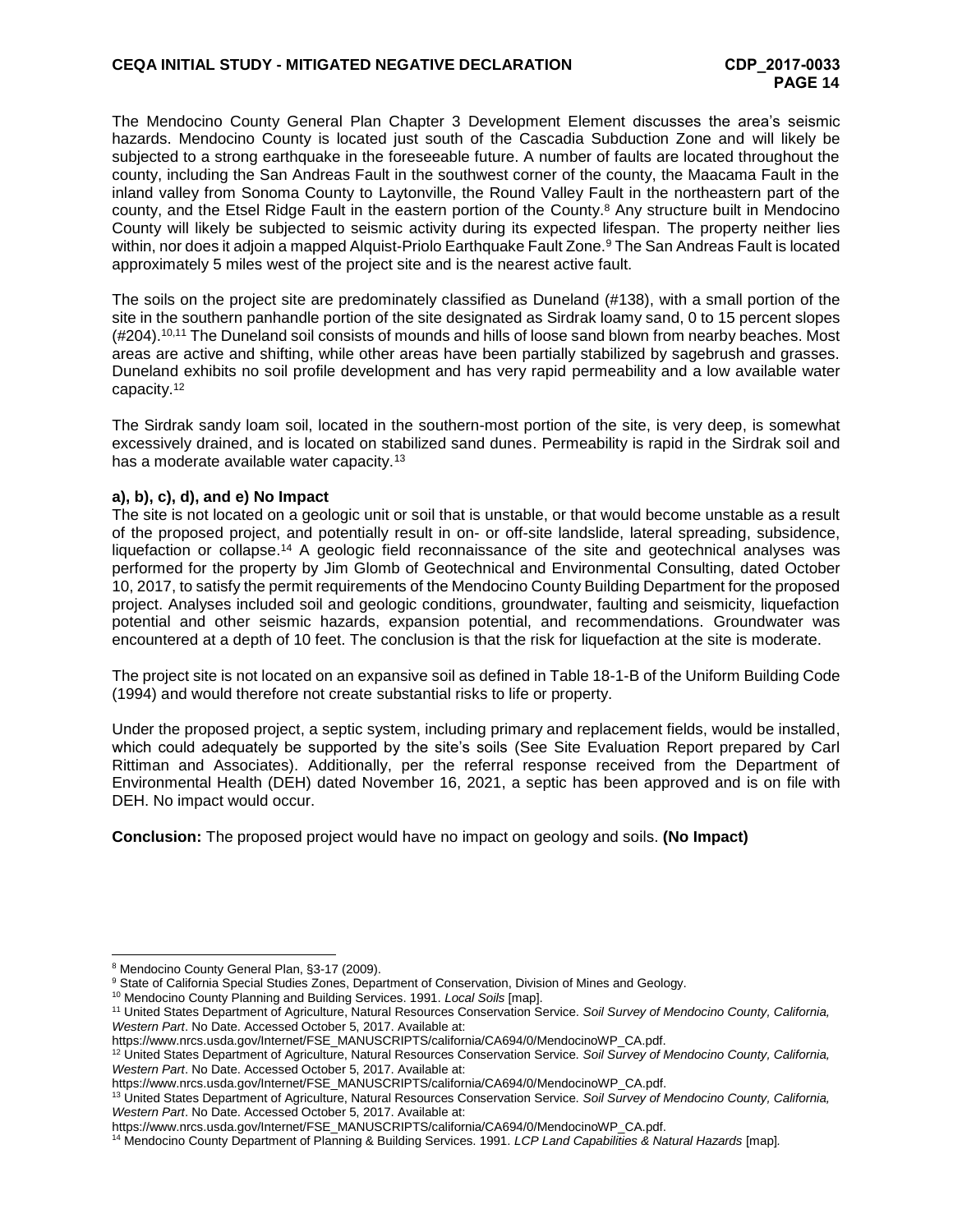The Mendocino County General Plan Chapter 3 Development Element discusses the area's seismic hazards. Mendocino County is located just south of the Cascadia Subduction Zone and will likely be subjected to a strong earthquake in the foreseeable future. A number of faults are located throughout the county, including the San Andreas Fault in the southwest corner of the county, the Maacama Fault in the inland valley from Sonoma County to Laytonville, the Round Valley Fault in the northeastern part of the county, and the Etsel Ridge Fault in the eastern portion of the County.[8] Any structure built in Mendocino County will likely be subjected to seismic activity during its expected lifespan. The property neither lies within, nor does it adjoin a mapped Alquist-Priolo Earthquake Fault Zone.[9] The San Andreas Fault is located approximately 5 miles west of the project site and is the nearest active fault.

The soils on the project site are predominately classified as Duneland (#138), with a small portion of the site in the southern panhandle portion of the site designated as Sirdrak loamy sand, 0 to 15 percent slopes (#204).[10,11] The Duneland soil consists of mounds and hills of loose sand blown from nearby beaches. Most areas are active and shifting, while other areas have been partially stabilized by sagebrush and grasses. Duneland exhibits no soil profile development and has very rapid permeability and a low available water capacity.[12]

The Sirdrak sandy loam soil, located in the southern-most portion of the site, is very deep, is somewhat excessively drained, and is located on stabilized sand dunes. Permeability is rapid in the Sirdrak soil and has a moderate available water capacity.[13]

**a), b), c), d), and e) No Impact**

The site is not located on a geologic unit or soil that is unstable, or that would become unstable as a result of the proposed project, and potentially result in on- or off-site landslide, lateral spreading, subsidence, liquefaction or collapse.[14] A geologic field reconnaissance of the site and geotechnical analyses was performed for the property by Jim Glomb of Geotechnical and Environmental Consulting, dated October 10, 2017, to satisfy the permit requirements of the Mendocino County Building Department for the proposed project. Analyses included soil and geologic conditions, groundwater, faulting and seismicity, liquefaction potential and other seismic hazards, expansion potential, and recommendations. Groundwater was encountered at a depth of 10 feet. The conclusion is that the risk for liquefaction at the site is moderate.

The project site is not located on an expansive soil as defined in Table 18-1-B of the Uniform Building Code (1994) and would therefore not create substantial risks to life or property.

Under the proposed project, a septic system, including primary and replacement fields, would be installed, which could adequately be supported by the site's soils (See Site Evaluation Report prepared by Carl Rittiman and Associates). Additionally, per the referral response received from the Department of Environmental Health (DEH) dated November 16, 2021, a septic has been approved and is on file with DEH. No impact would occur.

**Conclusion:** The proposed project would have no impact on geology and soils. **(No Impact)**

---

[8] Mendocino County General Plan, §3-17 (2009).

[9] State of California Special Studies Zones, Department of Conservation, Division of Mines and Geology.

[10] Mendocino County Planning and Building Services. 1991. *Local Soils* [map].

[11] United States Department of Agriculture, Natural Resources Conservation Service. *Soil Survey of Mendocino County, California, Western Part*. No Date. Accessed October 5, 2017. Available at: https://www.nrcs.usda.gov/Internet/FSE_MANUSCRIPTS/california/CA694/0/MendocinoWP_CA.pdf.

[12] United States Department of Agriculture, Natural Resources Conservation Service. *Soil Survey of Mendocino County, California, Western Part*. No Date. Accessed October 5, 2017. Available at: https://www.nrcs.usda.gov/Internet/FSE_MANUSCRIPTS/california/CA694/0/MendocinoWP_CA.pdf.

[13] United States Department of Agriculture, Natural Resources Conservation Service. *Soil Survey of Mendocino County, California, Western Part*. No Date. Accessed October 5, 2017. Available at: https://www.nrcs.usda.gov/Internet/FSE_MANUSCRIPTS/california/CA694/0/MendocinoWP_CA.pdf.

[14] Mendocino County Department of Planning & Building Services. 1991. *LCP Land Capabilities & Natural Hazards* [map].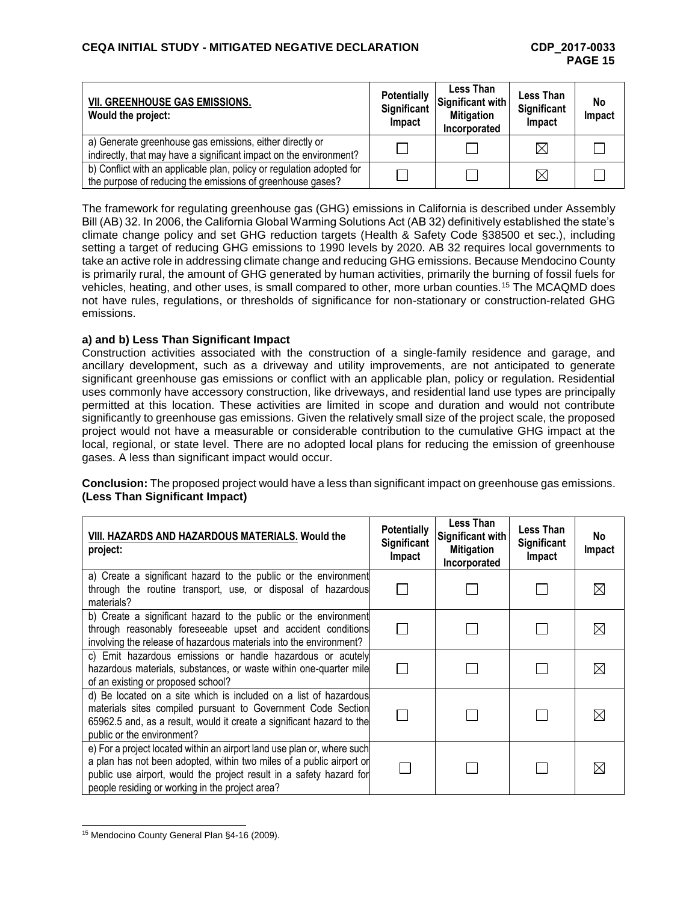| **VII. GREENHOUSE GAS EMISSIONS.** Would the project: | Potentially Significant Impact | Less Than Significant with Mitigation Incorporated | Less Than Significant Impact | No Impact |
|---|---|---|---|---|
| a) Generate greenhouse gas emissions, either directly or indirectly, that may have a significant impact on the environment? | ☐ | ☐ | ☒ | ☐ |
| b) Conflict with an applicable plan, policy or regulation adopted for the purpose of reducing the emissions of greenhouse gases? | ☐ | ☐ | ☒ | ☐ |

The framework for regulating greenhouse gas (GHG) emissions in California is described under Assembly Bill (AB) 32. In 2006, the California Global Warming Solutions Act (AB 32) definitively established the state's climate change policy and set GHG reduction targets (Health & Safety Code §38500 et sec.), including setting a target of reducing GHG emissions to 1990 levels by 2020. AB 32 requires local governments to take an active role in addressing climate change and reducing GHG emissions. Because Mendocino County is primarily rural, the amount of GHG generated by human activities, primarily the burning of fossil fuels for vehicles, heating, and other uses, is small compared to other, more urban counties.[15] The MCAQMD does not have rules, regulations, or thresholds of significance for non-stationary or construction-related GHG emissions.

**a) and b) Less Than Significant Impact**

Construction activities associated with the construction of a single-family residence and garage, and ancillary development, such as a driveway and utility improvements, are not anticipated to generate significant greenhouse gas emissions or conflict with an applicable plan, policy or regulation. Residential uses commonly have accessory construction, like driveways, and residential land use types are principally permitted at this location. These activities are limited in scope and duration and would not contribute significantly to greenhouse gas emissions. Given the relatively small size of the project scale, the proposed project would not have a measurable or considerable contribution to the cumulative GHG impact at the local, regional, or state level. There are no adopted local plans for reducing the emission of greenhouse gases. A less than significant impact would occur.

**Conclusion:** The proposed project would have a less than significant impact on greenhouse gas emissions. **(Less Than Significant Impact)**

| **VIII. HAZARDS AND HAZARDOUS MATERIALS.** Would the project: | Potentially Significant Impact | Less Than Significant with Mitigation Incorporated | Less Than Significant Impact | No Impact |
|---|---|---|---|---|
| a) Create a significant hazard to the public or the environment through the routine transport, use, or disposal of hazardous materials? | ☐ | ☐ | ☐ | ☒ |
| b) Create a significant hazard to the public or the environment through reasonably foreseeable upset and accident conditions involving the release of hazardous materials into the environment? | ☐ | ☐ | ☐ | ☒ |
| c) Emit hazardous emissions or handle hazardous or acutely hazardous materials, substances, or waste within one-quarter mile of an existing or proposed school? | ☐ | ☐ | ☐ | ☒ |
| d) Be located on a site which is included on a list of hazardous materials sites compiled pursuant to Government Code Section 65962.5 and, as a result, would it create a significant hazard to the public or the environment? | ☐ | ☐ | ☐ | ☒ |
| e) For a project located within an airport land use plan or, where such a plan has not been adopted, within two miles of a public airport or public use airport, would the project result in a safety hazard for people residing or working in the project area? | ☐ | ☐ | ☐ | ☒ |

[15] Mendocino County General Plan §4-16 (2009).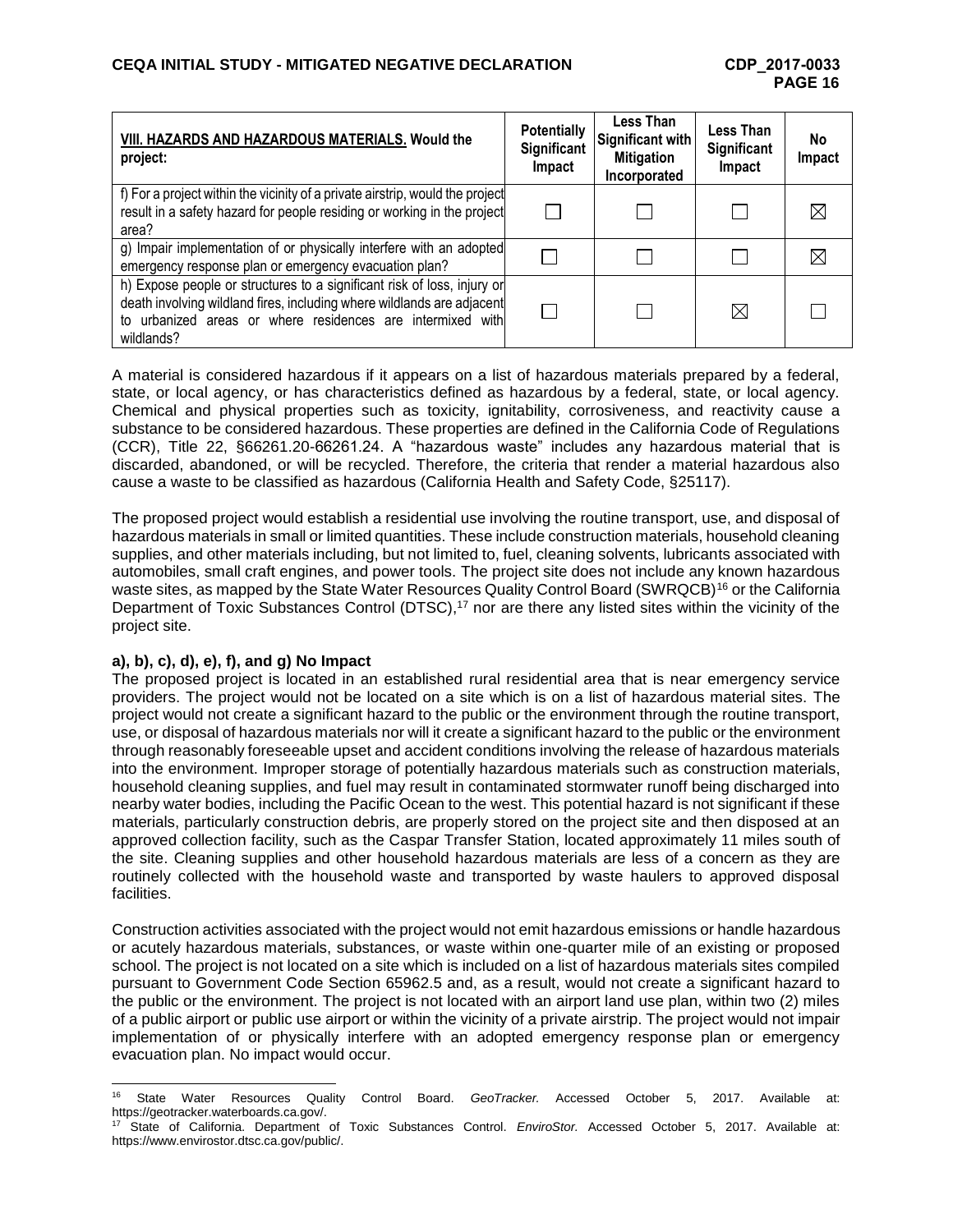| VIII. HAZARDS AND HAZARDOUS MATERIALS. Would the project: | Potentially Significant Impact | Less Than Significant with Mitigation Incorporated | Less Than Significant Impact | No Impact |
|---|---|---|---|---|
| f) For a project within the vicinity of a private airstrip, would the project result in a safety hazard for people residing or working in the project area? | ☐ | ☐ | ☐ | ☒ |
| g) Impair implementation of or physically interfere with an adopted emergency response plan or emergency evacuation plan? | ☐ | ☐ | ☐ | ☒ |
| h) Expose people or structures to a significant risk of loss, injury or death involving wildland fires, including where wildlands are adjacent to urbanized areas or where residences are intermixed with wildlands? | ☐ | ☐ | ☒ | ☐ |

A material is considered hazardous if it appears on a list of hazardous materials prepared by a federal, state, or local agency, or has characteristics defined as hazardous by a federal, state, or local agency. Chemical and physical properties such as toxicity, ignitability, corrosiveness, and reactivity cause a substance to be considered hazardous. These properties are defined in the California Code of Regulations (CCR), Title 22, §66261.20-66261.24. A "hazardous waste" includes any hazardous material that is discarded, abandoned, or will be recycled. Therefore, the criteria that render a material hazardous also cause a waste to be classified as hazardous (California Health and Safety Code, §25117).

The proposed project would establish a residential use involving the routine transport, use, and disposal of hazardous materials in small or limited quantities. These include construction materials, household cleaning supplies, and other materials including, but not limited to, fuel, cleaning solvents, lubricants associated with automobiles, small craft engines, and power tools. The project site does not include any known hazardous waste sites, as mapped by the State Water Resources Quality Control Board (SWRQCB)[16] or the California Department of Toxic Substances Control (DTSC),[17] nor are there any listed sites within the vicinity of the project site.

**a), b), c), d), e), f), and g) No Impact**

The proposed project is located in an established rural residential area that is near emergency service providers. The project would not be located on a site which is on a list of hazardous material sites. The project would not create a significant hazard to the public or the environment through the routine transport, use, or disposal of hazardous materials nor will it create a significant hazard to the public or the environment through reasonably foreseeable upset and accident conditions involving the release of hazardous materials into the environment. Improper storage of potentially hazardous materials such as construction materials, household cleaning supplies, and fuel may result in contaminated stormwater runoff being discharged into nearby water bodies, including the Pacific Ocean to the west. This potential hazard is not significant if these materials, particularly construction debris, are properly stored on the project site and then disposed at an approved collection facility, such as the Caspar Transfer Station, located approximately 11 miles south of the site. Cleaning supplies and other household hazardous materials are less of a concern as they are routinely collected with the household waste and transported by waste haulers to approved disposal facilities.

Construction activities associated with the project would not emit hazardous emissions or handle hazardous or acutely hazardous materials, substances, or waste within one-quarter mile of an existing or proposed school. The project is not located on a site which is included on a list of hazardous materials sites compiled pursuant to Government Code Section 65962.5 and, as a result, would not create a significant hazard to the public or the environment. The project is not located with an airport land use plan, within two (2) miles of a public airport or public use airport or within the vicinity of a private airstrip. The project would not impair implementation of or physically interfere with an adopted emergency response plan or emergency evacuation plan. No impact would occur.

---

[16] State Water Resources Quality Control Board. *GeoTracker.* Accessed October 5, 2017. Available at: https://geotracker.waterboards.ca.gov/.

[17] State of California. Department of Toxic Substances Control. *EnviroStor.* Accessed October 5, 2017. Available at: https://www.envirostor.dtsc.ca.gov/public/.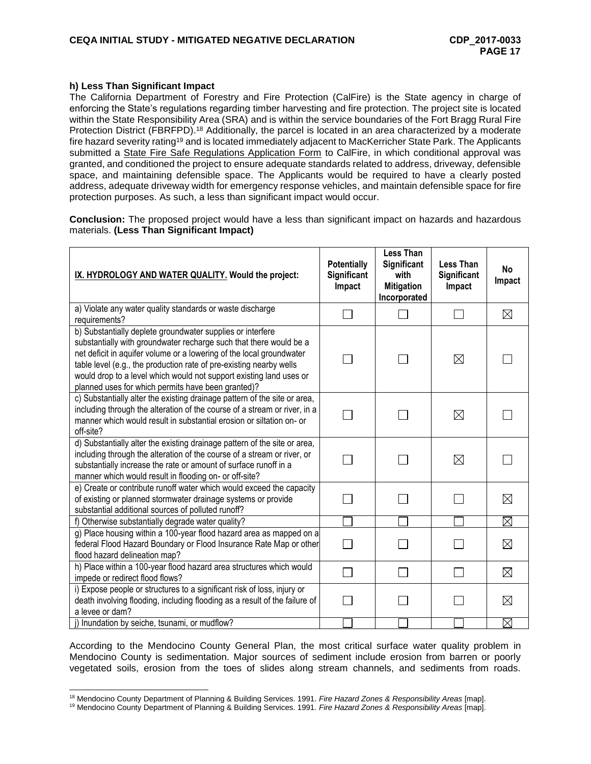**h) Less Than Significant Impact**

The California Department of Forestry and Fire Protection (CalFire) is the State agency in charge of enforcing the State's regulations regarding timber harvesting and fire protection. The project site is located within the State Responsibility Area (SRA) and is within the service boundaries of the Fort Bragg Rural Fire Protection District (FBRFPD).[18] Additionally, the parcel is located in an area characterized by a moderate fire hazard severity rating[19] and is located immediately adjacent to MacKerricher State Park. The Applicants submitted a State Fire Safe Regulations Application Form to CalFire, in which conditional approval was granted, and conditioned the project to ensure adequate standards related to address, driveway, defensible space, and maintaining defensible space. The Applicants would be required to have a clearly posted address, adequate driveway width for emergency response vehicles, and maintain defensible space for fire protection purposes. As such, a less than significant impact would occur.

**Conclusion:** The proposed project would have a less than significant impact on hazards and hazardous materials. **(Less Than Significant Impact)**

| IX. HYDROLOGY AND WATER QUALITY. Would the project: | Potentially Significant Impact | Less Than Significant with Mitigation Incorporated | Less Than Significant Impact | No Impact |
|---|---|---|---|---|
| a) Violate any water quality standards or waste discharge requirements? | ☐ | ☐ | ☐ | ☒ |
| b) Substantially deplete groundwater supplies or interfere substantially with groundwater recharge such that there would be a net deficit in aquifer volume or a lowering of the local groundwater table level (e.g., the production rate of pre-existing nearby wells would drop to a level which would not support existing land uses or planned uses for which permits have been granted)? | ☐ | ☐ | ☒ | ☐ |
| c) Substantially alter the existing drainage pattern of the site or area, including through the alteration of the course of a stream or river, in a manner which would result in substantial erosion or siltation on- or off-site? | ☐ | ☐ | ☒ | ☐ |
| d) Substantially alter the existing drainage pattern of the site or area, including through the alteration of the course of a stream or river, or substantially increase the rate or amount of surface runoff in a manner which would result in flooding on- or off-site? | ☐ | ☐ | ☒ | ☐ |
| e) Create or contribute runoff water which would exceed the capacity of existing or planned stormwater drainage systems or provide substantial additional sources of polluted runoff? | ☐ | ☐ | ☐ | ☒ |
| f) Otherwise substantially degrade water quality? | ☐ | ☐ | ☐ | ☒ |
| g) Place housing within a 100-year flood hazard area as mapped on a federal Flood Hazard Boundary or Flood Insurance Rate Map or other flood hazard delineation map? | ☐ | ☐ | ☐ | ☒ |
| h) Place within a 100-year flood hazard area structures which would impede or redirect flood flows? | ☐ | ☐ | ☐ | ☒ |
| i) Expose people or structures to a significant risk of loss, injury or death involving flooding, including flooding as a result of the failure of a levee or dam? | ☐ | ☐ | ☐ | ☒ |
| j) Inundation by seiche, tsunami, or mudflow? | ☐ | ☐ | ☐ | ☒ |

According to the Mendocino County General Plan, the most critical surface water quality problem in Mendocino County is sedimentation. Major sources of sediment include erosion from barren or poorly vegetated soils, erosion from the toes of slides along stream channels, and sediments from roads.

[18] Mendocino County Department of Planning & Building Services. 1991. *Fire Hazard Zones & Responsibility Areas* [map].

[19] Mendocino County Department of Planning & Building Services. 1991. *Fire Hazard Zones & Responsibility Areas* [map].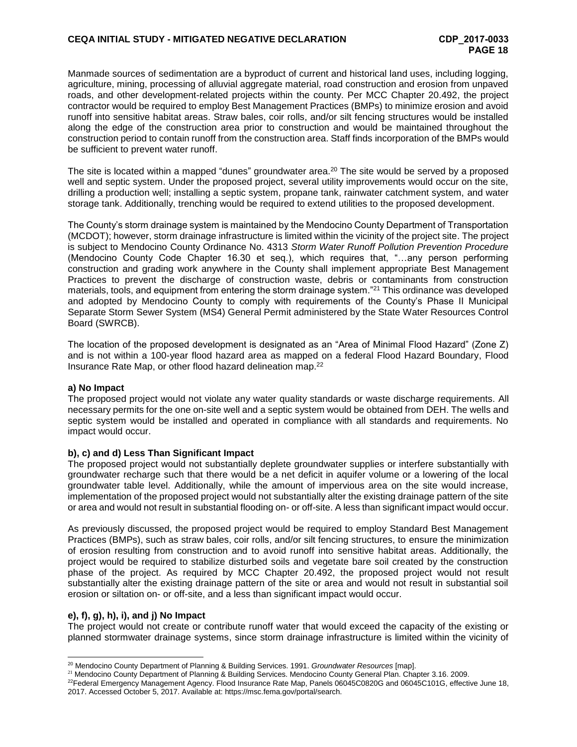Manmade sources of sedimentation are a byproduct of current and historical land uses, including logging, agriculture, mining, processing of alluvial aggregate material, road construction and erosion from unpaved roads, and other development-related projects within the county. Per MCC Chapter 20.492, the project contractor would be required to employ Best Management Practices (BMPs) to minimize erosion and avoid runoff into sensitive habitat areas. Straw bales, coir rolls, and/or silt fencing structures would be installed along the edge of the construction area prior to construction and would be maintained throughout the construction period to contain runoff from the construction area. Staff finds incorporation of the BMPs would be sufficient to prevent water runoff.

The site is located within a mapped "dunes" groundwater area.[20] The site would be served by a proposed well and septic system. Under the proposed project, several utility improvements would occur on the site, drilling a production well; installing a septic system, propane tank, rainwater catchment system, and water storage tank. Additionally, trenching would be required to extend utilities to the proposed development.

The County's storm drainage system is maintained by the Mendocino County Department of Transportation (MCDOT); however, storm drainage infrastructure is limited within the vicinity of the project site. The project is subject to Mendocino County Ordinance No. 4313 *Storm Water Runoff Pollution Prevention Procedure* (Mendocino County Code Chapter 16.30 et seq.), which requires that, "…any person performing construction and grading work anywhere in the County shall implement appropriate Best Management Practices to prevent the discharge of construction waste, debris or contaminants from construction materials, tools, and equipment from entering the storm drainage system."[21] This ordinance was developed and adopted by Mendocino County to comply with requirements of the County's Phase II Municipal Separate Storm Sewer System (MS4) General Permit administered by the State Water Resources Control Board (SWRCB).

The location of the proposed development is designated as an "Area of Minimal Flood Hazard" (Zone Z) and is not within a 100-year flood hazard area as mapped on a federal Flood Hazard Boundary, Flood Insurance Rate Map, or other flood hazard delineation map.[22]

**a) No Impact**
The proposed project would not violate any water quality standards or waste discharge requirements. All necessary permits for the one on-site well and a septic system would be obtained from DEH. The wells and septic system would be installed and operated in compliance with all standards and requirements. No impact would occur.

**b), c) and d) Less Than Significant Impact**
The proposed project would not substantially deplete groundwater supplies or interfere substantially with groundwater recharge such that there would be a net deficit in aquifer volume or a lowering of the local groundwater table level. Additionally, while the amount of impervious area on the site would increase, implementation of the proposed project would not substantially alter the existing drainage pattern of the site or area and would not result in substantial flooding on- or off-site. A less than significant impact would occur.

As previously discussed, the proposed project would be required to employ Standard Best Management Practices (BMPs), such as straw bales, coir rolls, and/or silt fencing structures, to ensure the minimization of erosion resulting from construction and to avoid runoff into sensitive habitat areas. Additionally, the project would be required to stabilize disturbed soils and vegetate bare soil created by the construction phase of the project. As required by MCC Chapter 20.492, the proposed project would not result substantially alter the existing drainage pattern of the site or area and would not result in substantial soil erosion or siltation on- or off-site, and a less than significant impact would occur.

**e), f), g), h), i), and j) No Impact**
The project would not create or contribute runoff water that would exceed the capacity of the existing or planned stormwater drainage systems, since storm drainage infrastructure is limited within the vicinity of

---

[20] Mendocino County Department of Planning & Building Services. 1991. *Groundwater Resources* [map].

[21] Mendocino County Department of Planning & Building Services. Mendocino County General Plan. Chapter 3.16. 2009.

[22] Federal Emergency Management Agency. Flood Insurance Rate Map, Panels 06045C0820G and 06045C101G, effective June 18, 2017. Accessed October 5, 2017. Available at: https://msc.fema.gov/portal/search.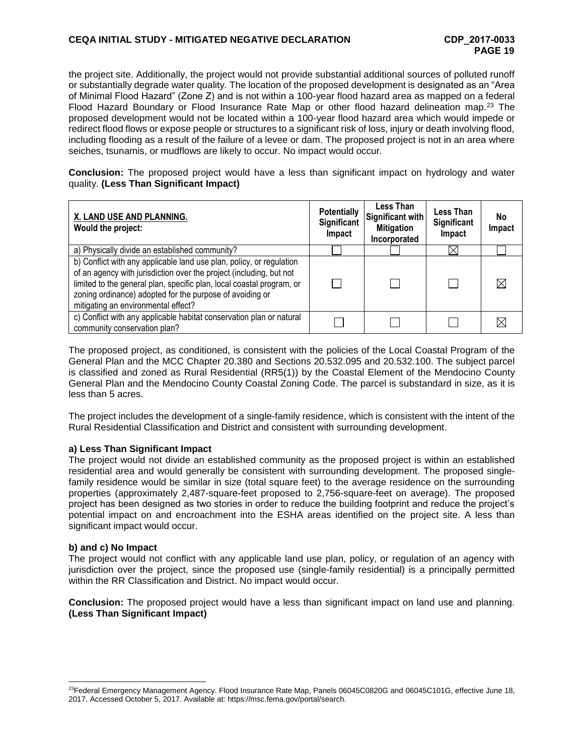the project site. Additionally, the project would not provide substantial additional sources of polluted runoff or substantially degrade water quality. The location of the proposed development is designated as an "Area of Minimal Flood Hazard" (Zone Z) and is not within a 100-year flood hazard area as mapped on a federal Flood Hazard Boundary or Flood Insurance Rate Map or other flood hazard delineation map.[23] The proposed development would not be located within a 100-year flood hazard area which would impede or redirect flood flows or expose people or structures to a significant risk of loss, injury or death involving flood, including flooding as a result of the failure of a levee or dam. The proposed project is not in an area where seiches, tsunamis, or mudflows are likely to occur. No impact would occur.

**Conclusion:** The proposed project would have a less than significant impact on hydrology and water quality. **(Less Than Significant Impact)**

| X. LAND USE AND PLANNING. Would the project: | Potentially Significant Impact | Less Than Significant with Mitigation Incorporated | Less Than Significant Impact | No Impact |
|---|---|---|---|---|
| a) Physically divide an established community? | ☐ | ☐ | ☒ | ☐ |
| b) Conflict with any applicable land use plan, policy, or regulation of an agency with jurisdiction over the project (including, but not limited to the general plan, specific plan, local coastal program, or zoning ordinance) adopted for the purpose of avoiding or mitigating an environmental effect? | ☐ | ☐ | ☐ | ☒ |
| c) Conflict with any applicable habitat conservation plan or natural community conservation plan? | ☐ | ☐ | ☐ | ☒ |

The proposed project, as conditioned, is consistent with the policies of the Local Coastal Program of the General Plan and the MCC Chapter 20.380 and Sections 20.532.095 and 20.532.100. The subject parcel is classified and zoned as Rural Residential (RR5(1)) by the Coastal Element of the Mendocino County General Plan and the Mendocino County Coastal Zoning Code. The parcel is substandard in size, as it is less than 5 acres.

The project includes the development of a single-family residence, which is consistent with the intent of the Rural Residential Classification and District and consistent with surrounding development.

**a) Less Than Significant Impact**

The project would not divide an established community as the proposed project is within an established residential area and would generally be consistent with surrounding development. The proposed single-family residence would be similar in size (total square feet) to the average residence on the surrounding properties (approximately 2,487-square-feet proposed to 2,756-square-feet on average). The proposed project has been designed as two stories in order to reduce the building footprint and reduce the project's potential impact on and encroachment into the ESHA areas identified on the project site. A less than significant impact would occur.

**b) and c) No Impact**

The project would not conflict with any applicable land use plan, policy, or regulation of an agency with jurisdiction over the project, since the proposed use (single-family residential) is a principally permitted within the RR Classification and District. No impact would occur.

**Conclusion:** The proposed project would have a less than significant impact on land use and planning. **(Less Than Significant Impact)**

[23]Federal Emergency Management Agency. Flood Insurance Rate Map, Panels 06045C0820G and 06045C101G, effective June 18, 2017. Accessed October 5, 2017. Available at: https://msc.fema.gov/portal/search.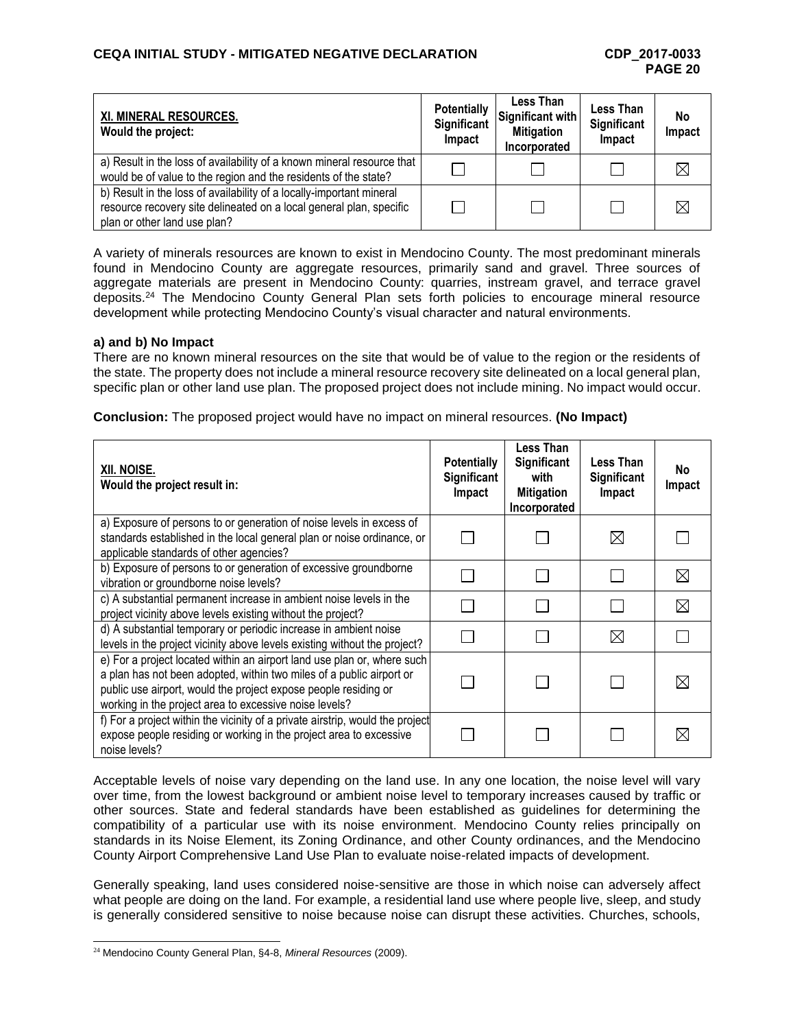| **XI. MINERAL RESOURCES.** Would the project: | Potentially Significant Impact | Less Than Significant with Mitigation Incorporated | Less Than Significant Impact | No Impact |
|---|---|---|---|---|
| a) Result in the loss of availability of a known mineral resource that would be of value to the region and the residents of the state? | ☐ | ☐ | ☐ | ☒ |
| b) Result in the loss of availability of a locally-important mineral resource recovery site delineated on a local general plan, specific plan or other land use plan? | ☐ | ☐ | ☐ | ☒ |

A variety of minerals resources are known to exist in Mendocino County. The most predominant minerals found in Mendocino County are aggregate resources, primarily sand and gravel. Three sources of aggregate materials are present in Mendocino County: quarries, instream gravel, and terrace gravel deposits.[24] The Mendocino County General Plan sets forth policies to encourage mineral resource development while protecting Mendocino County's visual character and natural environments.

**a) and b) No Impact**

There are no known mineral resources on the site that would be of value to the region or the residents of the state. The property does not include a mineral resource recovery site delineated on a local general plan, specific plan or other land use plan. The proposed project does not include mining. No impact would occur.

**Conclusion:** The proposed project would have no impact on mineral resources. **(No Impact)**

| **XII. NOISE.** Would the project result in: | Potentially Significant Impact | Less Than Significant with Mitigation Incorporated | Less Than Significant Impact | No Impact |
|---|---|---|---|---|
| a) Exposure of persons to or generation of noise levels in excess of standards established in the local general plan or noise ordinance, or applicable standards of other agencies? | ☐ | ☐ | ☒ | ☐ |
| b) Exposure of persons to or generation of excessive groundborne vibration or groundborne noise levels? | ☐ | ☐ | ☐ | ☒ |
| c) A substantial permanent increase in ambient noise levels in the project vicinity above levels existing without the project? | ☐ | ☐ | ☐ | ☒ |
| d) A substantial temporary or periodic increase in ambient noise levels in the project vicinity above levels existing without the project? | ☐ | ☐ | ☒ | ☐ |
| e) For a project located within an airport land use plan or, where such a plan has not been adopted, within two miles of a public airport or public use airport, would the project expose people residing or working in the project area to excessive noise levels? | ☐ | ☐ | ☐ | ☒ |
| f) For a project within the vicinity of a private airstrip, would the project expose people residing or working in the project area to excessive noise levels? | ☐ | ☐ | ☐ | ☒ |

Acceptable levels of noise vary depending on the land use. In any one location, the noise level will vary over time, from the lowest background or ambient noise level to temporary increases caused by traffic or other sources. State and federal standards have been established as guidelines for determining the compatibility of a particular use with its noise environment. Mendocino County relies principally on standards in its Noise Element, its Zoning Ordinance, and other County ordinances, and the Mendocino County Airport Comprehensive Land Use Plan to evaluate noise-related impacts of development.

Generally speaking, land uses considered noise-sensitive are those in which noise can adversely affect what people are doing on the land. For example, a residential land use where people live, sleep, and study is generally considered sensitive to noise because noise can disrupt these activities. Churches, schools,

[24] Mendocino County General Plan, §4-8, *Mineral Resources* (2009).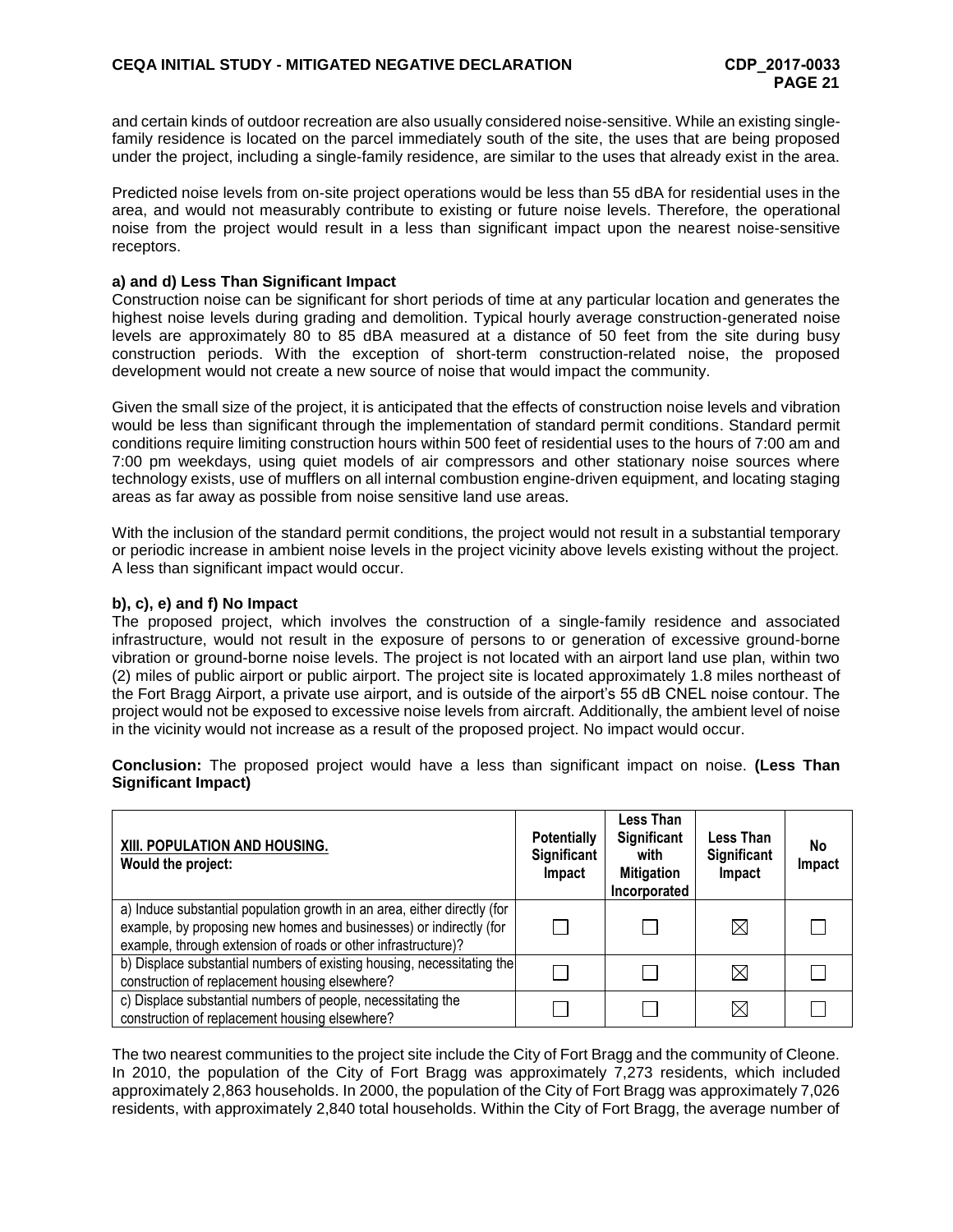and certain kinds of outdoor recreation are also usually considered noise-sensitive. While an existing single-family residence is located on the parcel immediately south of the site, the uses that are being proposed under the project, including a single-family residence, are similar to the uses that already exist in the area.

Predicted noise levels from on-site project operations would be less than 55 dBA for residential uses in the area, and would not measurably contribute to existing or future noise levels. Therefore, the operational noise from the project would result in a less than significant impact upon the nearest noise-sensitive receptors.

**a) and d) Less Than Significant Impact**

Construction noise can be significant for short periods of time at any particular location and generates the highest noise levels during grading and demolition. Typical hourly average construction-generated noise levels are approximately 80 to 85 dBA measured at a distance of 50 feet from the site during busy construction periods. With the exception of short-term construction-related noise, the proposed development would not create a new source of noise that would impact the community.

Given the small size of the project, it is anticipated that the effects of construction noise levels and vibration would be less than significant through the implementation of standard permit conditions. Standard permit conditions require limiting construction hours within 500 feet of residential uses to the hours of 7:00 am and 7:00 pm weekdays, using quiet models of air compressors and other stationary noise sources where technology exists, use of mufflers on all internal combustion engine-driven equipment, and locating staging areas as far away as possible from noise sensitive land use areas.

With the inclusion of the standard permit conditions, the project would not result in a substantial temporary or periodic increase in ambient noise levels in the project vicinity above levels existing without the project. A less than significant impact would occur.

**b), c), e) and f) No Impact**

The proposed project, which involves the construction of a single-family residence and associated infrastructure, would not result in the exposure of persons to or generation of excessive ground-borne vibration or ground-borne noise levels. The project is not located with an airport land use plan, within two (2) miles of public airport or public airport. The project site is located approximately 1.8 miles northeast of the Fort Bragg Airport, a private use airport, and is outside of the airport's 55 dB CNEL noise contour. The project would not be exposed to excessive noise levels from aircraft. Additionally, the ambient level of noise in the vicinity would not increase as a result of the proposed project. No impact would occur.

**Conclusion:** The proposed project would have a less than significant impact on noise. **(Less Than Significant Impact)**

| <u>XIII. POPULATION AND HOUSING.</u> **Would the project:** | Potentially Significant Impact | Less Than Significant with Mitigation Incorporated | Less Than Significant Impact | No Impact |
|---|---|---|---|---|
| a) Induce substantial population growth in an area, either directly (for example, by proposing new homes and businesses) or indirectly (for example, through extension of roads or other infrastructure)? | ☐ | ☐ | ☒ | ☐ |
| b) Displace substantial numbers of existing housing, necessitating the construction of replacement housing elsewhere? | ☐ | ☐ | ☒ | ☐ |
| c) Displace substantial numbers of people, necessitating the construction of replacement housing elsewhere? | ☐ | ☐ | ☒ | ☐ |

The two nearest communities to the project site include the City of Fort Bragg and the community of Cleone. In 2010, the population of the City of Fort Bragg was approximately 7,273 residents, which included approximately 2,863 households. In 2000, the population of the City of Fort Bragg was approximately 7,026 residents, with approximately 2,840 total households. Within the City of Fort Bragg, the average number of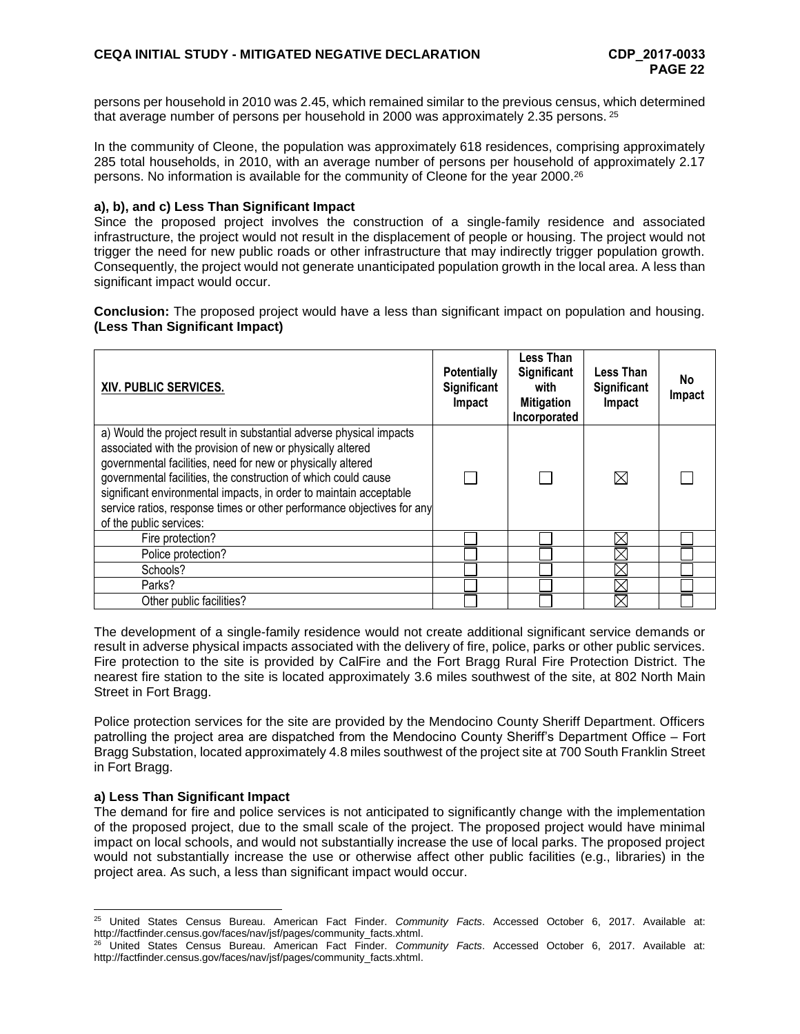persons per household in 2010 was 2.45, which remained similar to the previous census, which determined that average number of persons per household in 2000 was approximately 2.35 persons.[25]

In the community of Cleone, the population was approximately 618 residences, comprising approximately 285 total households, in 2010, with an average number of persons per household of approximately 2.17 persons. No information is available for the community of Cleone for the year 2000.[26]

**a), b), and c) Less Than Significant Impact**

Since the proposed project involves the construction of a single-family residence and associated infrastructure, the project would not result in the displacement of people or housing. The project would not trigger the need for new public roads or other infrastructure that may indirectly trigger population growth. Consequently, the project would not generate unanticipated population growth in the local area. A less than significant impact would occur.

**Conclusion:** The proposed project would have a less than significant impact on population and housing. **(Less Than Significant Impact)**

| XIV. PUBLIC SERVICES. | Potentially Significant Impact | Less Than Significant with Mitigation Incorporated | Less Than Significant Impact | No Impact |
|---|---|---|---|---|
| a) Would the project result in substantial adverse physical impacts associated with the provision of new or physically altered governmental facilities, need for new or physically altered governmental facilities, the construction of which could cause significant environmental impacts, in order to maintain acceptable service ratios, response times or other performance objectives for any of the public services: | ☐ | ☐ | ☒ | ☐ |
| Fire protection? | ☐ | ☐ | ☒ | ☐ |
| Police protection? | ☐ | ☐ | ☒ | ☐ |
| Schools? | ☐ | ☐ | ☒ | ☐ |
| Parks? | ☐ | ☐ | ☒ | ☐ |
| Other public facilities? | ☐ | ☐ | ☒ | ☐ |

The development of a single-family residence would not create additional significant service demands or result in adverse physical impacts associated with the delivery of fire, police, parks or other public services. Fire protection to the site is provided by CalFire and the Fort Bragg Rural Fire Protection District. The nearest fire station to the site is located approximately 3.6 miles southwest of the site, at 802 North Main Street in Fort Bragg.

Police protection services for the site are provided by the Mendocino County Sheriff Department. Officers patrolling the project area are dispatched from the Mendocino County Sheriff's Department Office – Fort Bragg Substation, located approximately 4.8 miles southwest of the project site at 700 South Franklin Street in Fort Bragg.

**a) Less Than Significant Impact**

The demand for fire and police services is not anticipated to significantly change with the implementation of the proposed project, due to the small scale of the project. The proposed project would have minimal impact on local schools, and would not substantially increase the use of local parks. The proposed project would not substantially increase the use or otherwise affect other public facilities (e.g., libraries) in the project area. As such, a less than significant impact would occur.

---

[25] United States Census Bureau. American Fact Finder. *Community Facts*. Accessed October 6, 2017. Available at: http://factfinder.census.gov/faces/nav/jsf/pages/community_facts.xhtml.

[26] United States Census Bureau. American Fact Finder. *Community Facts*. Accessed October 6, 2017. Available at: http://factfinder.census.gov/faces/nav/jsf/pages/community_facts.xhtml.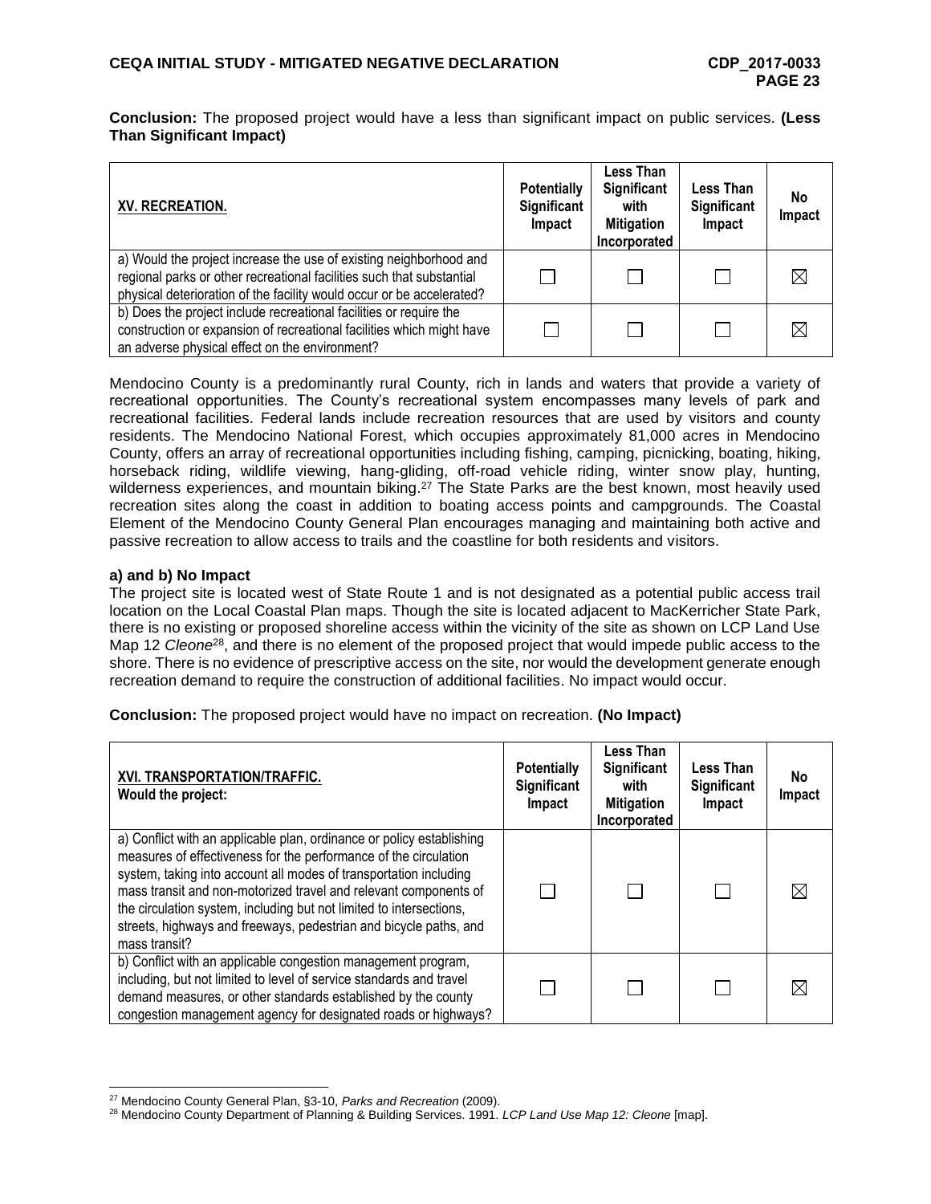**Conclusion:** The proposed project would have a less than significant impact on public services. **(Less Than Significant Impact)**

| XV. RECREATION. | Potentially Significant Impact | Less Than Significant with Mitigation Incorporated | Less Than Significant Impact | No Impact |
|---|---|---|---|---|
| a) Would the project increase the use of existing neighborhood and regional parks or other recreational facilities such that substantial physical deterioration of the facility would occur or be accelerated? | ☐ | ☐ | ☐ | ☒ |
| b) Does the project include recreational facilities or require the construction or expansion of recreational facilities which might have an adverse physical effect on the environment? | ☐ | ☐ | ☐ | ☒ |

Mendocino County is a predominantly rural County, rich in lands and waters that provide a variety of recreational opportunities. The County's recreational system encompasses many levels of park and recreational facilities. Federal lands include recreation resources that are used by visitors and county residents. The Mendocino National Forest, which occupies approximately 81,000 acres in Mendocino County, offers an array of recreational opportunities including fishing, camping, picnicking, boating, hiking, horseback riding, wildlife viewing, hang-gliding, off-road vehicle riding, winter snow play, hunting, wilderness experiences, and mountain biking.[27] The State Parks are the best known, most heavily used recreation sites along the coast in addition to boating access points and campgrounds. The Coastal Element of the Mendocino County General Plan encourages managing and maintaining both active and passive recreation to allow access to trails and the coastline for both residents and visitors.

**a) and b) No Impact**

The project site is located west of State Route 1 and is not designated as a potential public access trail location on the Local Coastal Plan maps. Though the site is located adjacent to MacKerricher State Park, there is no existing or proposed shoreline access within the vicinity of the site as shown on LCP Land Use Map 12 *Cleone*[28], and there is no element of the proposed project that would impede public access to the shore. There is no evidence of prescriptive access on the site, nor would the development generate enough recreation demand to require the construction of additional facilities. No impact would occur.

**Conclusion:** The proposed project would have no impact on recreation. **(No Impact)**

| XVI. TRANSPORTATION/TRAFFIC. Would the project: | Potentially Significant Impact | Less Than Significant with Mitigation Incorporated | Less Than Significant Impact | No Impact |
|---|---|---|---|---|
| a) Conflict with an applicable plan, ordinance or policy establishing measures of effectiveness for the performance of the circulation system, taking into account all modes of transportation including mass transit and non-motorized travel and relevant components of the circulation system, including but not limited to intersections, streets, highways and freeways, pedestrian and bicycle paths, and mass transit? | ☐ | ☐ | ☐ | ☒ |
| b) Conflict with an applicable congestion management program, including, but not limited to level of service standards and travel demand measures, or other standards established by the county congestion management agency for designated roads or highways? | ☐ | ☐ | ☐ | ☒ |

[27] Mendocino County General Plan, §3-10, *Parks and Recreation* (2009).

[28] Mendocino County Department of Planning & Building Services. 1991. *LCP Land Use Map 12: Cleone* [map].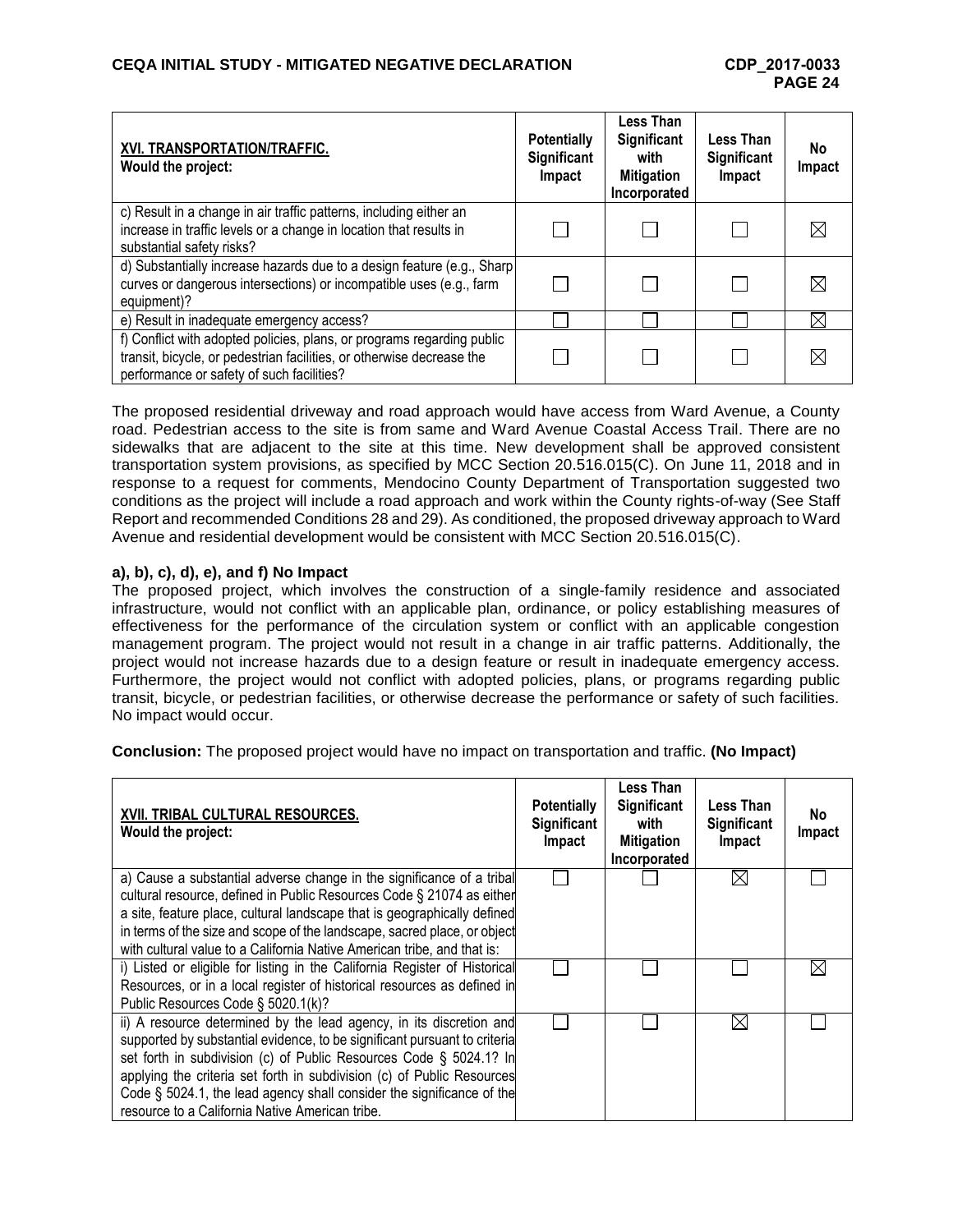| XVI. TRANSPORTATION/TRAFFIC. Would the project: | Potentially Significant Impact | Less Than Significant with Mitigation Incorporated | Less Than Significant Impact | No Impact |
|---|---|---|---|---|
| c) Result in a change in air traffic patterns, including either an increase in traffic levels or a change in location that results in substantial safety risks? | ☐ | ☐ | ☐ | ☒ |
| d) Substantially increase hazards due to a design feature (e.g., Sharp curves or dangerous intersections) or incompatible uses (e.g., farm equipment)? | ☐ | ☐ | ☐ | ☒ |
| e) Result in inadequate emergency access? | ☐ | ☐ | ☐ | ☒ |
| f) Conflict with adopted policies, plans, or programs regarding public transit, bicycle, or pedestrian facilities, or otherwise decrease the performance or safety of such facilities? | ☐ | ☐ | ☐ | ☒ |

The proposed residential driveway and road approach would have access from Ward Avenue, a County road. Pedestrian access to the site is from same and Ward Avenue Coastal Access Trail. There are no sidewalks that are adjacent to the site at this time. New development shall be approved consistent transportation system provisions, as specified by MCC Section 20.516.015(C). On June 11, 2018 and in response to a request for comments, Mendocino County Department of Transportation suggested two conditions as the project will include a road approach and work within the County rights-of-way (See Staff Report and recommended Conditions 28 and 29). As conditioned, the proposed driveway approach to Ward Avenue and residential development would be consistent with MCC Section 20.516.015(C).

**a), b), c), d), e), and f) No Impact**

The proposed project, which involves the construction of a single-family residence and associated infrastructure, would not conflict with an applicable plan, ordinance, or policy establishing measures of effectiveness for the performance of the circulation system or conflict with an applicable congestion management program. The project would not result in a change in air traffic patterns. Additionally, the project would not increase hazards due to a design feature or result in inadequate emergency access. Furthermore, the project would not conflict with adopted policies, plans, or programs regarding public transit, bicycle, or pedestrian facilities, or otherwise decrease the performance or safety of such facilities. No impact would occur.

**Conclusion:** The proposed project would have no impact on transportation and traffic. **(No Impact)**

| XVII. TRIBAL CULTURAL RESOURCES. Would the project: | Potentially Significant Impact | Less Than Significant with Mitigation Incorporated | Less Than Significant Impact | No Impact |
|---|---|---|---|---|
| a) Cause a substantial adverse change in the significance of a tribal cultural resource, defined in Public Resources Code § 21074 as either a site, feature place, cultural landscape that is geographically defined in terms of the size and scope of the landscape, sacred place, or object with cultural value to a California Native American tribe, and that is: | ☐ | ☐ | ☒ | ☐ |
| i) Listed or eligible for listing in the California Register of Historical Resources, or in a local register of historical resources as defined in Public Resources Code § 5020.1(k)? | ☐ | ☐ | ☐ | ☒ |
| ii) A resource determined by the lead agency, in its discretion and supported by substantial evidence, to be significant pursuant to criteria set forth in subdivision (c) of Public Resources Code § 5024.1? In applying the criteria set forth in subdivision (c) of Public Resources Code § 5024.1, the lead agency shall consider the significance of the resource to a California Native American tribe. | ☐ | ☐ | ☒ | ☐ |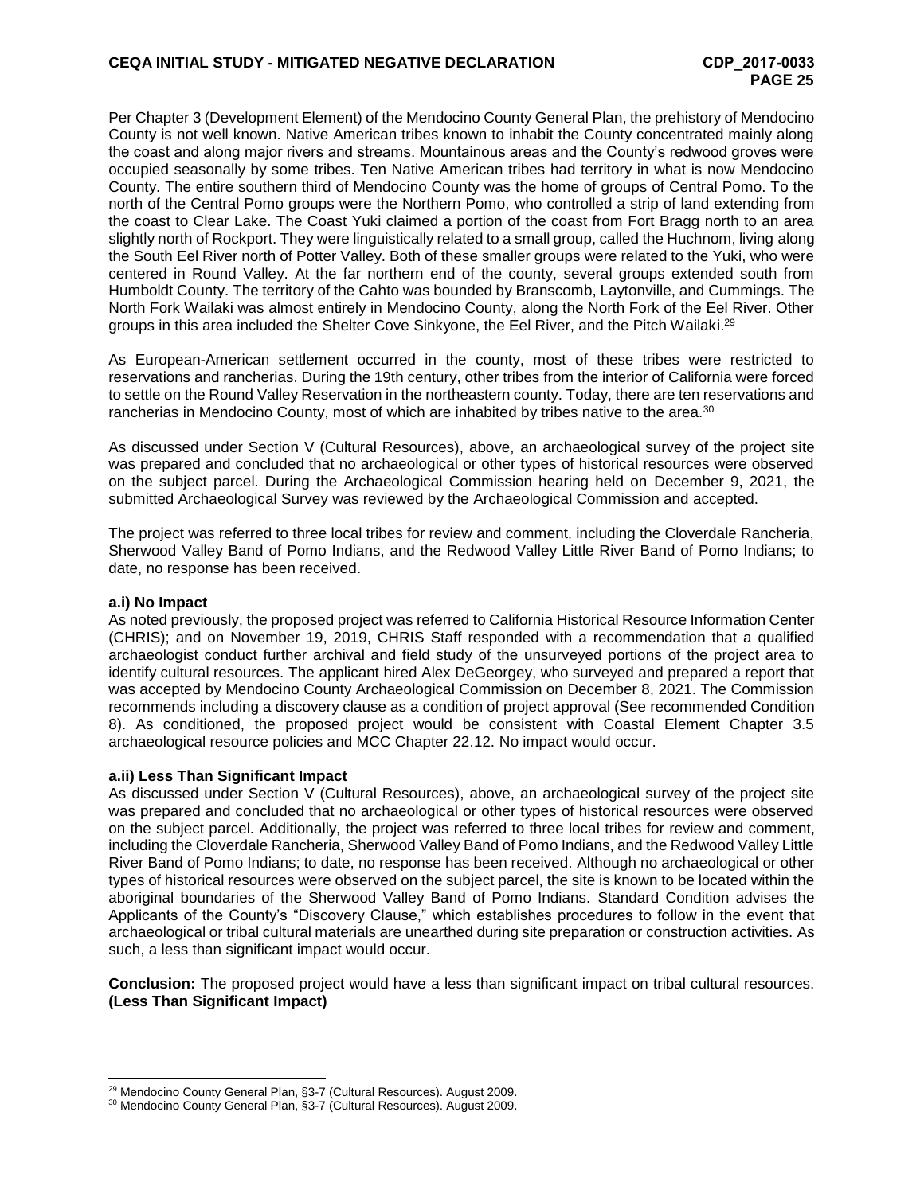Per Chapter 3 (Development Element) of the Mendocino County General Plan, the prehistory of Mendocino County is not well known. Native American tribes known to inhabit the County concentrated mainly along the coast and along major rivers and streams. Mountainous areas and the County's redwood groves were occupied seasonally by some tribes. Ten Native American tribes had territory in what is now Mendocino County. The entire southern third of Mendocino County was the home of groups of Central Pomo. To the north of the Central Pomo groups were the Northern Pomo, who controlled a strip of land extending from the coast to Clear Lake. The Coast Yuki claimed a portion of the coast from Fort Bragg north to an area slightly north of Rockport. They were linguistically related to a small group, called the Huchnom, living along the South Eel River north of Potter Valley. Both of these smaller groups were related to the Yuki, who were centered in Round Valley. At the far northern end of the county, several groups extended south from Humboldt County. The territory of the Cahto was bounded by Branscomb, Laytonville, and Cummings. The North Fork Wailaki was almost entirely in Mendocino County, along the North Fork of the Eel River. Other groups in this area included the Shelter Cove Sinkyone, the Eel River, and the Pitch Wailaki.[29]

As European-American settlement occurred in the county, most of these tribes were restricted to reservations and rancherias. During the 19th century, other tribes from the interior of California were forced to settle on the Round Valley Reservation in the northeastern county. Today, there are ten reservations and rancherias in Mendocino County, most of which are inhabited by tribes native to the area.[30]

As discussed under Section V (Cultural Resources), above, an archaeological survey of the project site was prepared and concluded that no archaeological or other types of historical resources were observed on the subject parcel. During the Archaeological Commission hearing held on December 9, 2021, the submitted Archaeological Survey was reviewed by the Archaeological Commission and accepted.

The project was referred to three local tribes for review and comment, including the Cloverdale Rancheria, Sherwood Valley Band of Pomo Indians, and the Redwood Valley Little River Band of Pomo Indians; to date, no response has been received.

**a.i) No Impact**

As noted previously, the proposed project was referred to California Historical Resource Information Center (CHRIS); and on November 19, 2019, CHRIS Staff responded with a recommendation that a qualified archaeologist conduct further archival and field study of the unsurveyed portions of the project area to identify cultural resources. The applicant hired Alex DeGeorgey, who surveyed and prepared a report that was accepted by Mendocino County Archaeological Commission on December 8, 2021. The Commission recommends including a discovery clause as a condition of project approval (See recommended Condition 8). As conditioned, the proposed project would be consistent with Coastal Element Chapter 3.5 archaeological resource policies and MCC Chapter 22.12. No impact would occur.

**a.ii) Less Than Significant Impact**

As discussed under Section V (Cultural Resources), above, an archaeological survey of the project site was prepared and concluded that no archaeological or other types of historical resources were observed on the subject parcel. Additionally, the project was referred to three local tribes for review and comment, including the Cloverdale Rancheria, Sherwood Valley Band of Pomo Indians, and the Redwood Valley Little River Band of Pomo Indians; to date, no response has been received. Although no archaeological or other types of historical resources were observed on the subject parcel, the site is known to be located within the aboriginal boundaries of the Sherwood Valley Band of Pomo Indians. Standard Condition advises the Applicants of the County's "Discovery Clause," which establishes procedures to follow in the event that archaeological or tribal cultural materials are unearthed during site preparation or construction activities. As such, a less than significant impact would occur.

**Conclusion:** The proposed project would have a less than significant impact on tribal cultural resources. **(Less Than Significant Impact)**

---

[29] Mendocino County General Plan, §3-7 (Cultural Resources). August 2009.

[30] Mendocino County General Plan, §3-7 (Cultural Resources). August 2009.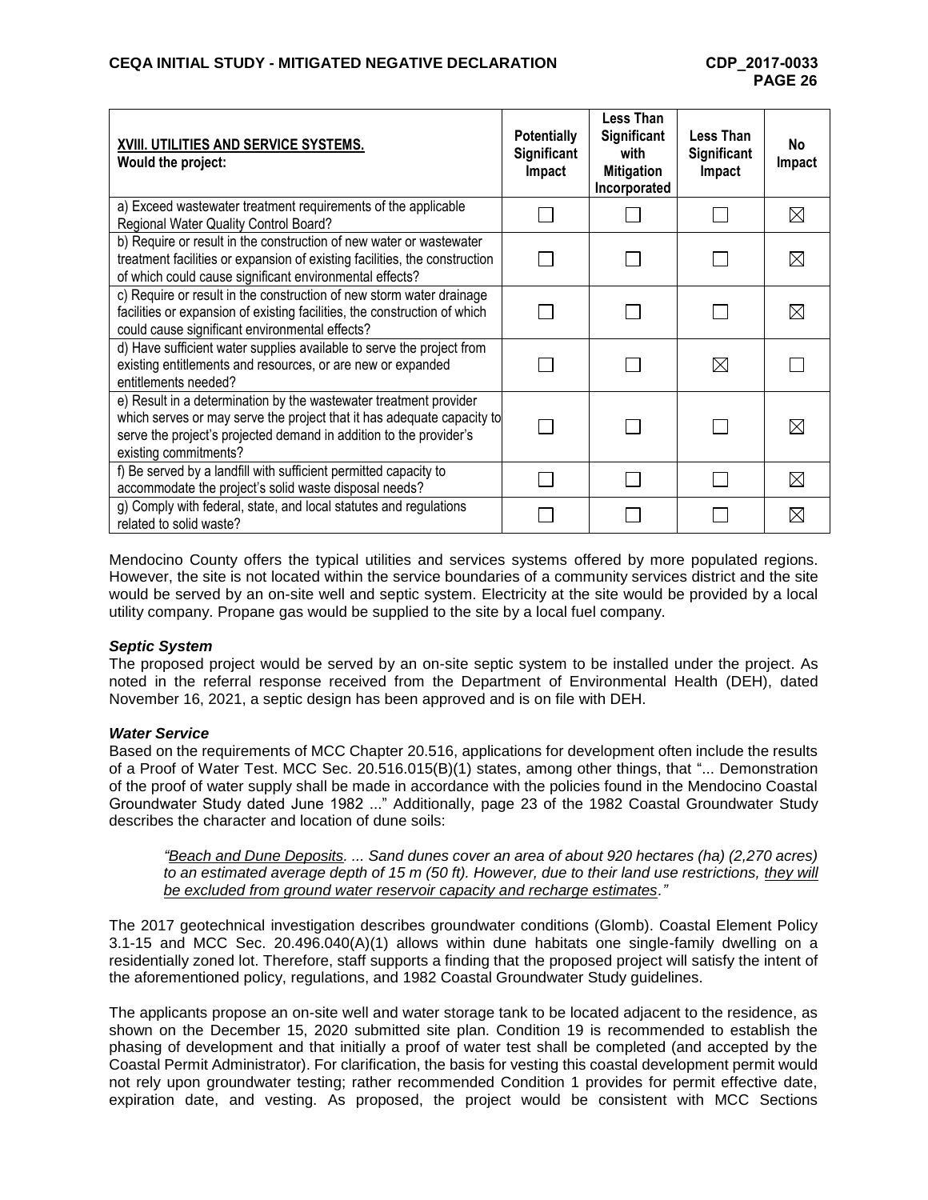| XVIII. UTILITIES AND SERVICE SYSTEMS. Would the project: | Potentially Significant Impact | Less Than Significant with Mitigation Incorporated | Less Than Significant Impact | No Impact |
|---|---|---|---|---|
| a) Exceed wastewater treatment requirements of the applicable Regional Water Quality Control Board? | ☐ | ☐ | ☐ | ☒ |
| b) Require or result in the construction of new water or wastewater treatment facilities or expansion of existing facilities, the construction of which could cause significant environmental effects? | ☐ | ☐ | ☐ | ☒ |
| c) Require or result in the construction of new storm water drainage facilities or expansion of existing facilities, the construction of which could cause significant environmental effects? | ☐ | ☐ | ☐ | ☒ |
| d) Have sufficient water supplies available to serve the project from existing entitlements and resources, or are new or expanded entitlements needed? | ☐ | ☐ | ☒ | ☐ |
| e) Result in a determination by the wastewater treatment provider which serves or may serve the project that it has adequate capacity to serve the project's projected demand in addition to the provider's existing commitments? | ☐ | ☐ | ☐ | ☒ |
| f) Be served by a landfill with sufficient permitted capacity to accommodate the project's solid waste disposal needs? | ☐ | ☐ | ☐ | ☒ |
| g) Comply with federal, state, and local statutes and regulations related to solid waste? | ☐ | ☐ | ☐ | ☒ |

Mendocino County offers the typical utilities and services systems offered by more populated regions. However, the site is not located within the service boundaries of a community services district and the site would be served by an on-site well and septic system. Electricity at the site would be provided by a local utility company. Propane gas would be supplied to the site by a local fuel company.

***Septic System***

The proposed project would be served by an on-site septic system to be installed under the project. As noted in the referral response received from the Department of Environmental Health (DEH), dated November 16, 2021, a septic design has been approved and is on file with DEH.

***Water Service***

Based on the requirements of MCC Chapter 20.516, applications for development often include the results of a Proof of Water Test. MCC Sec. 20.516.015(B)(1) states, among other things, that "... Demonstration of the proof of water supply shall be made in accordance with the policies found in the Mendocino Coastal Groundwater Study dated June 1982 ..." Additionally, page 23 of the 1982 Coastal Groundwater Study describes the character and location of dune soils:

> *"Beach and Dune Deposits. ... Sand dunes cover an area of about 920 hectares (ha) (2,270 acres) to an estimated average depth of 15 m (50 ft). However, due to their land use restrictions, they will be excluded from ground water reservoir capacity and recharge estimates."*

The 2017 geotechnical investigation describes groundwater conditions (Glomb). Coastal Element Policy 3.1-15 and MCC Sec. 20.496.040(A)(1) allows within dune habitats one single-family dwelling on a residentially zoned lot. Therefore, staff supports a finding that the proposed project will satisfy the intent of the aforementioned policy, regulations, and 1982 Coastal Groundwater Study guidelines.

The applicants propose an on-site well and water storage tank to be located adjacent to the residence, as shown on the December 15, 2020 submitted site plan. Condition 19 is recommended to establish the phasing of development and that initially a proof of water test shall be completed (and accepted by the Coastal Permit Administrator). For clarification, the basis for vesting this coastal development permit would not rely upon groundwater testing; rather recommended Condition 1 provides for permit effective date, expiration date, and vesting. As proposed, the project would be consistent with MCC Sections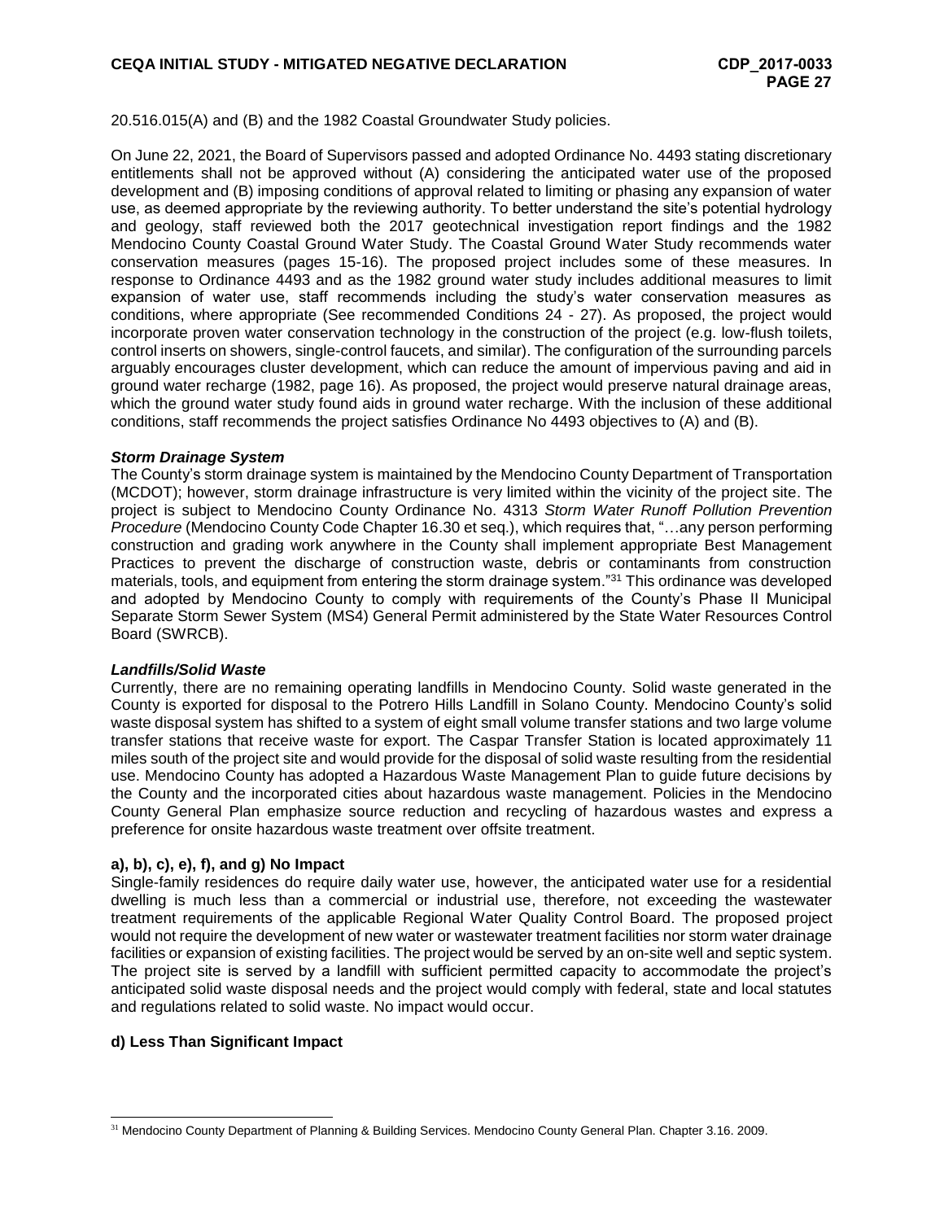20.516.015(A) and (B) and the 1982 Coastal Groundwater Study policies.

On June 22, 2021, the Board of Supervisors passed and adopted Ordinance No. 4493 stating discretionary entitlements shall not be approved without (A) considering the anticipated water use of the proposed development and (B) imposing conditions of approval related to limiting or phasing any expansion of water use, as deemed appropriate by the reviewing authority. To better understand the site's potential hydrology and geology, staff reviewed both the 2017 geotechnical investigation report findings and the 1982 Mendocino County Coastal Ground Water Study. The Coastal Ground Water Study recommends water conservation measures (pages 15-16). The proposed project includes some of these measures. In response to Ordinance 4493 and as the 1982 ground water study includes additional measures to limit expansion of water use, staff recommends including the study's water conservation measures as conditions, where appropriate (See recommended Conditions 24 - 27). As proposed, the project would incorporate proven water conservation technology in the construction of the project (e.g. low-flush toilets, control inserts on showers, single-control faucets, and similar). The configuration of the surrounding parcels arguably encourages cluster development, which can reduce the amount of impervious paving and aid in ground water recharge (1982, page 16). As proposed, the project would preserve natural drainage areas, which the ground water study found aids in ground water recharge. With the inclusion of these additional conditions, staff recommends the project satisfies Ordinance No 4493 objectives to (A) and (B).

***Storm Drainage System***

The County's storm drainage system is maintained by the Mendocino County Department of Transportation (MCDOT); however, storm drainage infrastructure is very limited within the vicinity of the project site. The project is subject to Mendocino County Ordinance No. 4313 *Storm Water Runoff Pollution Prevention Procedure* (Mendocino County Code Chapter 16.30 et seq.), which requires that, "…any person performing construction and grading work anywhere in the County shall implement appropriate Best Management Practices to prevent the discharge of construction waste, debris or contaminants from construction materials, tools, and equipment from entering the storm drainage system."[31] This ordinance was developed and adopted by Mendocino County to comply with requirements of the County's Phase II Municipal Separate Storm Sewer System (MS4) General Permit administered by the State Water Resources Control Board (SWRCB).

***Landfills/Solid Waste***

Currently, there are no remaining operating landfills in Mendocino County. Solid waste generated in the County is exported for disposal to the Potrero Hills Landfill in Solano County. Mendocino County's solid waste disposal system has shifted to a system of eight small volume transfer stations and two large volume transfer stations that receive waste for export. The Caspar Transfer Station is located approximately 11 miles south of the project site and would provide for the disposal of solid waste resulting from the residential use. Mendocino County has adopted a Hazardous Waste Management Plan to guide future decisions by the County and the incorporated cities about hazardous waste management. Policies in the Mendocino County General Plan emphasize source reduction and recycling of hazardous wastes and express a preference for onsite hazardous waste treatment over offsite treatment.

**a), b), c), e), f), and g) No Impact**

Single-family residences do require daily water use, however, the anticipated water use for a residential dwelling is much less than a commercial or industrial use, therefore, not exceeding the wastewater treatment requirements of the applicable Regional Water Quality Control Board. The proposed project would not require the development of new water or wastewater treatment facilities nor storm water drainage facilities or expansion of existing facilities. The project would be served by an on-site well and septic system. The project site is served by a landfill with sufficient permitted capacity to accommodate the project's anticipated solid waste disposal needs and the project would comply with federal, state and local statutes and regulations related to solid waste. No impact would occur.

**d) Less Than Significant Impact**

---

[31] Mendocino County Department of Planning & Building Services. Mendocino County General Plan. Chapter 3.16. 2009.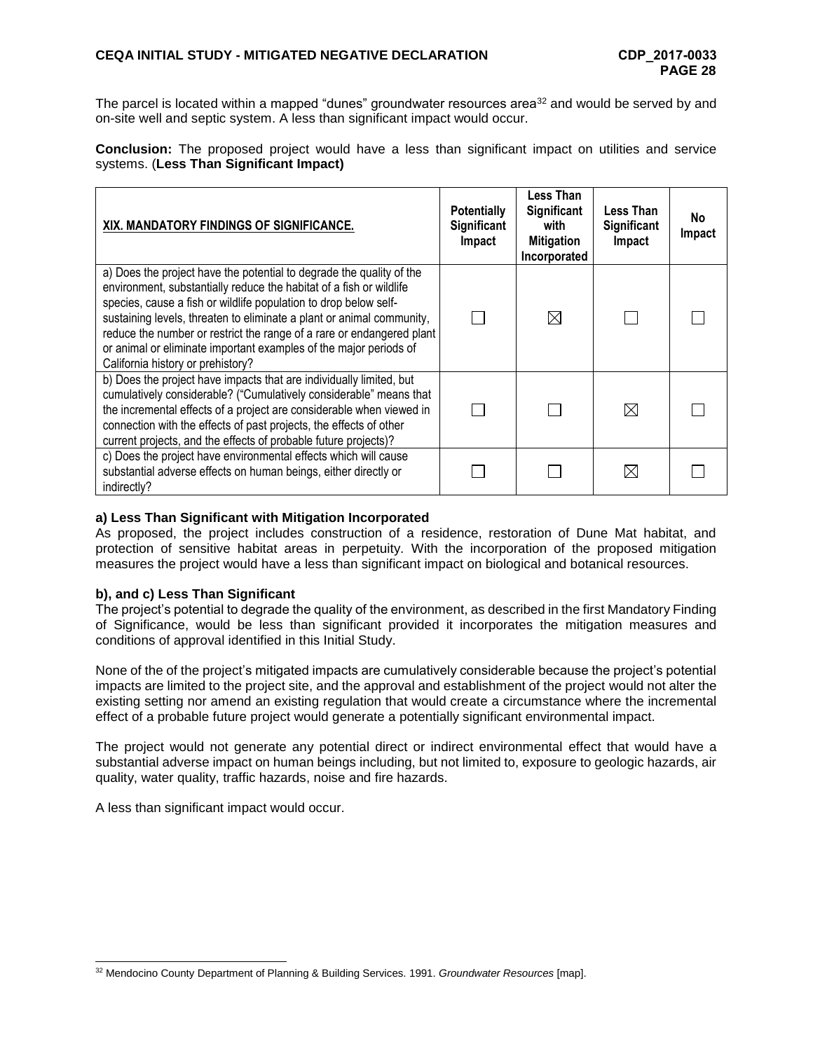The parcel is located within a mapped "dunes" groundwater resources area[32] and would be served by and on-site well and septic system. A less than significant impact would occur.

**Conclusion:** The proposed project would have a less than significant impact on utilities and service systems. (**Less Than Significant Impact)**

| XIX. MANDATORY FINDINGS OF SIGNIFICANCE. | Potentially Significant Impact | Less Than Significant with Mitigation Incorporated | Less Than Significant Impact | No Impact |
|---|---|---|---|---|
| a) Does the project have the potential to degrade the quality of the environment, substantially reduce the habitat of a fish or wildlife species, cause a fish or wildlife population to drop below self-sustaining levels, threaten to eliminate a plant or animal community, reduce the number or restrict the range of a rare or endangered plant or animal or eliminate important examples of the major periods of California history or prehistory? | ☐ | ☒ | ☐ | ☐ |
| b) Does the project have impacts that are individually limited, but cumulatively considerable? ("Cumulatively considerable" means that the incremental effects of a project are considerable when viewed in connection with the effects of past projects, the effects of other current projects, and the effects of probable future projects)? | ☐ | ☐ | ☒ | ☐ |
| c) Does the project have environmental effects which will cause substantial adverse effects on human beings, either directly or indirectly? | ☐ | ☐ | ☒ | ☐ |

**a) Less Than Significant with Mitigation Incorporated**

As proposed, the project includes construction of a residence, restoration of Dune Mat habitat, and protection of sensitive habitat areas in perpetuity. With the incorporation of the proposed mitigation measures the project would have a less than significant impact on biological and botanical resources.

**b), and c) Less Than Significant**

The project's potential to degrade the quality of the environment, as described in the first Mandatory Finding of Significance, would be less than significant provided it incorporates the mitigation measures and conditions of approval identified in this Initial Study.

None of the of the project's mitigated impacts are cumulatively considerable because the project's potential impacts are limited to the project site, and the approval and establishment of the project would not alter the existing setting nor amend an existing regulation that would create a circumstance where the incremental effect of a probable future project would generate a potentially significant environmental impact.

The project would not generate any potential direct or indirect environmental effect that would have a substantial adverse impact on human beings including, but not limited to, exposure to geologic hazards, air quality, water quality, traffic hazards, noise and fire hazards.

A less than significant impact would occur.

[32] Mendocino County Department of Planning & Building Services. 1991. *Groundwater Resources* [map].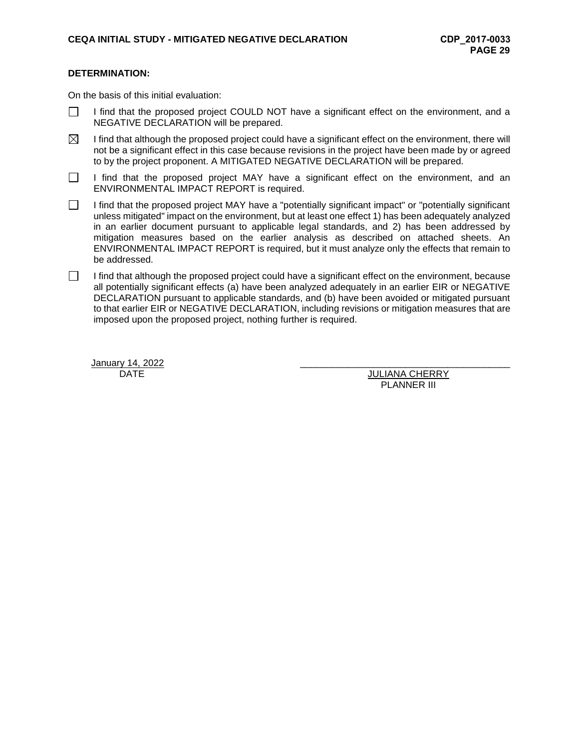**DETERMINATION:**

On the basis of this initial evaluation:

☐ I find that the proposed project COULD NOT have a significant effect on the environment, and a NEGATIVE DECLARATION will be prepared.

☒ I find that although the proposed project could have a significant effect on the environment, there will not be a significant effect in this case because revisions in the project have been made by or agreed to by the project proponent. A MITIGATED NEGATIVE DECLARATION will be prepared.

☐ I find that the proposed project MAY have a significant effect on the environment, and an ENVIRONMENTAL IMPACT REPORT is required.

☐ I find that the proposed project MAY have a "potentially significant impact" or "potentially significant unless mitigated" impact on the environment, but at least one effect 1) has been adequately analyzed in an earlier document pursuant to applicable legal standards, and 2) has been addressed by mitigation measures based on the earlier analysis as described on attached sheets. An ENVIRONMENTAL IMPACT REPORT is required, but it must analyze only the effects that remain to be addressed.

☐ I find that although the proposed project could have a significant effect on the environment, because all potentially significant effects (a) have been analyzed adequately in an earlier EIR or NEGATIVE DECLARATION pursuant to applicable standards, and (b) have been avoided or mitigated pursuant to that earlier EIR or NEGATIVE DECLARATION, including revisions or mitigation measures that are imposed upon the proposed project, nothing further is required.

January 14, 2022
DATE

\_\_\_\_\_\_\_\_\_\_\_\_\_\_\_\_\_\_\_\_\_\_\_\_\_\_\_\_\_\_\_\_\_\_\_\_\_\_\_\_
JULIANA CHERRY
PLANNER III